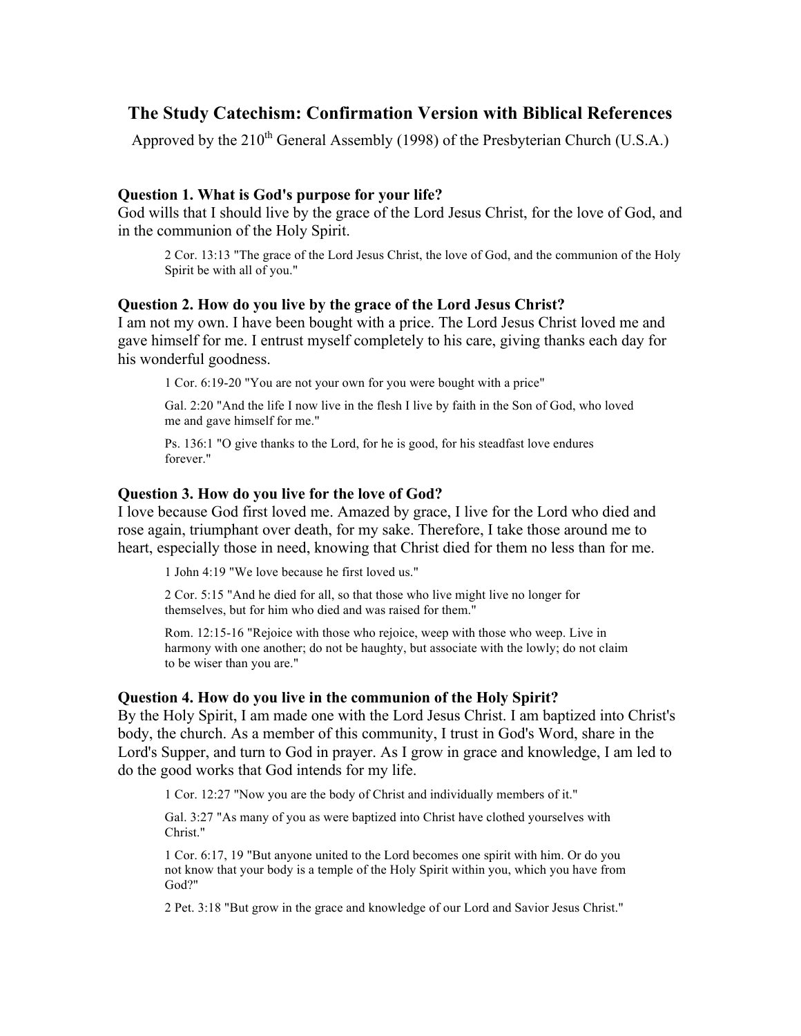# The Study Catechism: Confirmation Version with Biblical References

Approved by the 210th General Assembly (1998) of the Presbyterian Church (U.S.A.)

### Question 1. What is God's purpose for your life?

God wills that I should live by the grace of the Lord Jesus Christ, for the love of God, and in the communion of the Holy Spirit.

> 2 Cor. 13:13 "The grace of the Lord Jesus Christ, the love of God, and the communion of the Holy Spirit be with all of you."

### Question 2. How do you live by the grace of the Lord Jesus Christ?

I am not my own. I have been bought with a price. The Lord Jesus Christ loved me and gave himself for me. I entrust myself completely to his care, giving thanks each day for his wonderful goodness.

> 1 Cor. 6:19-20 "You are not your own for you were bought with a price"
>
> Gal. 2:20 "And the life I now live in the flesh I live by faith in the Son of God, who loved me and gave himself for me."
>
> Ps. 136:1 "O give thanks to the Lord, for he is good, for his steadfast love endures forever."

### Question 3. How do you live for the love of God?

I love because God first loved me. Amazed by grace, I live for the Lord who died and rose again, triumphant over death, for my sake. Therefore, I take those around me to heart, especially those in need, knowing that Christ died for them no less than for me.

> 1 John 4:19 "We love because he first loved us."
>
> 2 Cor. 5:15 "And he died for all, so that those who live might live no longer for themselves, but for him who died and was raised for them."
>
> Rom. 12:15-16 "Rejoice with those who rejoice, weep with those who weep. Live in harmony with one another; do not be haughty, but associate with the lowly; do not claim to be wiser than you are."

### Question 4. How do you live in the communion of the Holy Spirit?

By the Holy Spirit, I am made one with the Lord Jesus Christ. I am baptized into Christ's body, the church. As a member of this community, I trust in God's Word, share in the Lord's Supper, and turn to God in prayer. As I grow in grace and knowledge, I am led to do the good works that God intends for my life.

> 1 Cor. 12:27 "Now you are the body of Christ and individually members of it."
>
> Gal. 3:27 "As many of you as were baptized into Christ have clothed yourselves with Christ."
>
> 1 Cor. 6:17, 19 "But anyone united to the Lord becomes one spirit with him. Or do you not know that your body is a temple of the Holy Spirit within you, which you have from God?"
>
> 2 Pet. 3:18 "But grow in the grace and knowledge of our Lord and Savior Jesus Christ."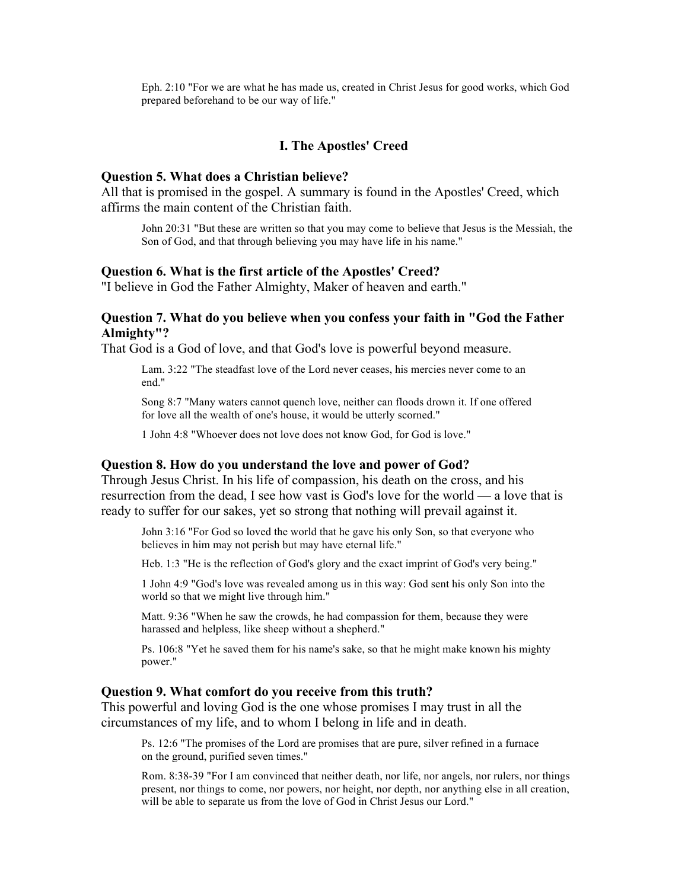> Eph. 2:10 "For we are what he has made us, created in Christ Jesus for good works, which God prepared beforehand to be our way of life."

## I. The Apostles' Creed

### Question 5. What does a Christian believe?

All that is promised in the gospel. A summary is found in the Apostles' Creed, which affirms the main content of the Christian faith.

> John 20:31 "But these are written so that you may come to believe that Jesus is the Messiah, the Son of God, and that through believing you may have life in his name."

### Question 6. What is the first article of the Apostles' Creed?

"I believe in God the Father Almighty, Maker of heaven and earth."

### Question 7. What do you believe when you confess your faith in "God the Father Almighty"?

That God is a God of love, and that God's love is powerful beyond measure.

> Lam. 3:22 "The steadfast love of the Lord never ceases, his mercies never come to an end."
>
> Song 8:7 "Many waters cannot quench love, neither can floods drown it. If one offered for love all the wealth of one's house, it would be utterly scorned."
>
> 1 John 4:8 "Whoever does not love does not know God, for God is love."

### Question 8. How do you understand the love and power of God?

Through Jesus Christ. In his life of compassion, his death on the cross, and his resurrection from the dead, I see how vast is God's love for the world — a love that is ready to suffer for our sakes, yet so strong that nothing will prevail against it.

> John 3:16 "For God so loved the world that he gave his only Son, so that everyone who believes in him may not perish but may have eternal life."
>
> Heb. 1:3 "He is the reflection of God's glory and the exact imprint of God's very being."
>
> 1 John 4:9 "God's love was revealed among us in this way: God sent his only Son into the world so that we might live through him."
>
> Matt. 9:36 "When he saw the crowds, he had compassion for them, because they were harassed and helpless, like sheep without a shepherd."
>
> Ps. 106:8 "Yet he saved them for his name's sake, so that he might make known his mighty power."

### Question 9. What comfort do you receive from this truth?

This powerful and loving God is the one whose promises I may trust in all the circumstances of my life, and to whom I belong in life and in death.

> Ps. 12:6 "The promises of the Lord are promises that are pure, silver refined in a furnace on the ground, purified seven times."
>
> Rom. 8:38-39 "For I am convinced that neither death, nor life, nor angels, nor rulers, nor things present, nor things to come, nor powers, nor height, nor depth, nor anything else in all creation, will be able to separate us from the love of God in Christ Jesus our Lord."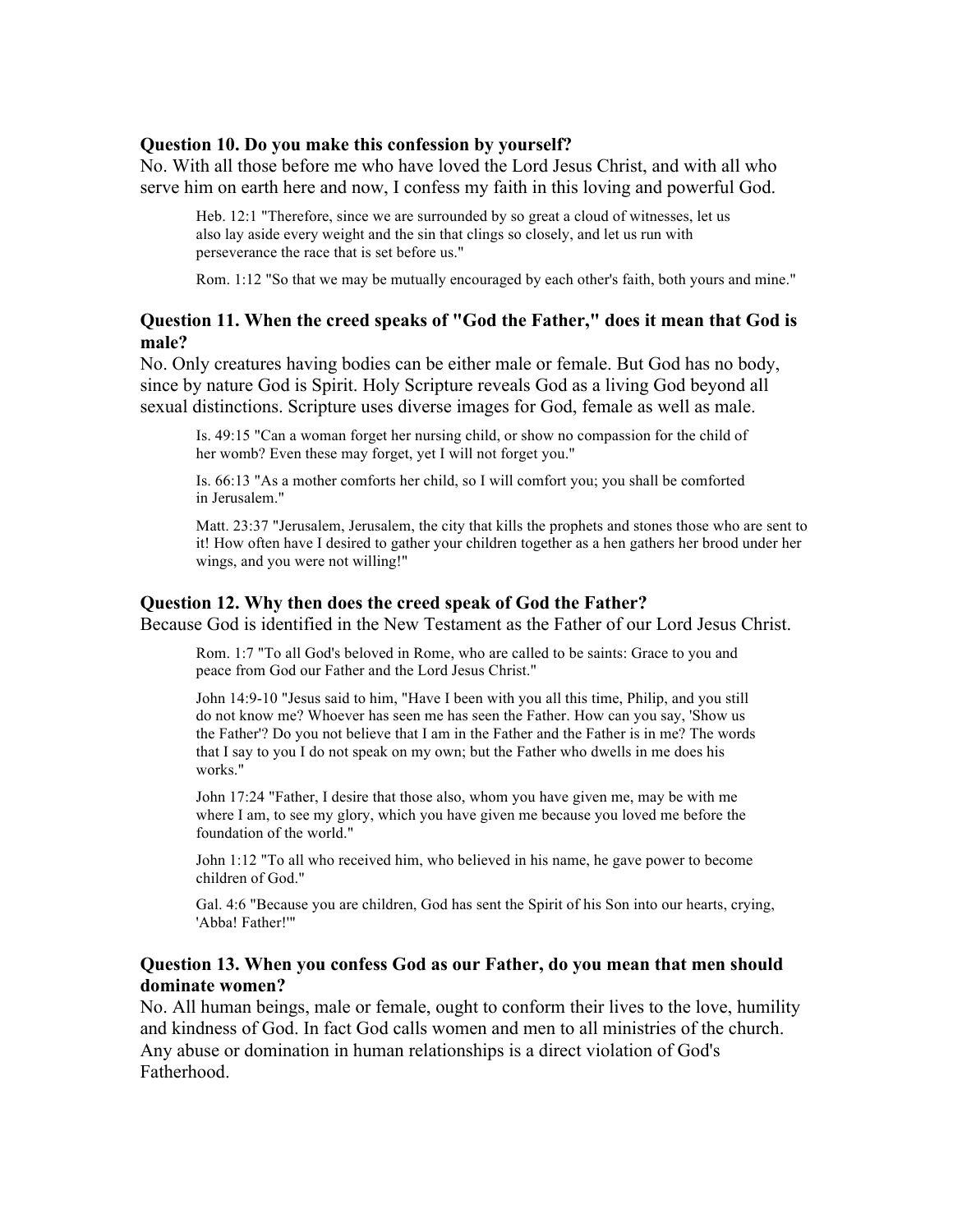**Question 10. Do you make this confession by yourself?**
No. With all those before me who have loved the Lord Jesus Christ, and with all who serve him on earth here and now, I confess my faith in this loving and powerful God.

> Heb. 12:1 "Therefore, since we are surrounded by so great a cloud of witnesses, let us also lay aside every weight and the sin that clings so closely, and let us run with perseverance the race that is set before us."
>
> Rom. 1:12 "So that we may be mutually encouraged by each other's faith, both yours and mine."

### Question 11. When the creed speaks of "God the Father," does it mean that God is male?

No. Only creatures having bodies can be either male or female. But God has no body, since by nature God is Spirit. Holy Scripture reveals God as a living God beyond all sexual distinctions. Scripture uses diverse images for God, female as well as male.

> Is. 49:15 "Can a woman forget her nursing child, or show no compassion for the child of her womb? Even these may forget, yet I will not forget you."
>
> Is. 66:13 "As a mother comforts her child, so I will comfort you; you shall be comforted in Jerusalem."
>
> Matt. 23:37 "Jerusalem, Jerusalem, the city that kills the prophets and stones those who are sent to it! How often have I desired to gather your children together as a hen gathers her brood under her wings, and you were not willing!"

### Question 12. Why then does the creed speak of God the Father?

Because God is identified in the New Testament as the Father of our Lord Jesus Christ.

> Rom. 1:7 "To all God's beloved in Rome, who are called to be saints: Grace to you and peace from God our Father and the Lord Jesus Christ."
>
> John 14:9-10 "Jesus said to him, "Have I been with you all this time, Philip, and you still do not know me? Whoever has seen me has seen the Father. How can you say, 'Show us the Father'? Do you not believe that I am in the Father and the Father is in me? The words that I say to you I do not speak on my own; but the Father who dwells in me does his works."
>
> John 17:24 "Father, I desire that those also, whom you have given me, may be with me where I am, to see my glory, which you have given me because you loved me before the foundation of the world."
>
> John 1:12 "To all who received him, who believed in his name, he gave power to become children of God."
>
> Gal. 4:6 "Because you are children, God has sent the Spirit of his Son into our hearts, crying, 'Abba! Father!'"

### Question 13. When you confess God as our Father, do you mean that men should dominate women?

No. All human beings, male or female, ought to conform their lives to the love, humility and kindness of God. In fact God calls women and men to all ministries of the church. Any abuse or domination in human relationships is a direct violation of God's Fatherhood.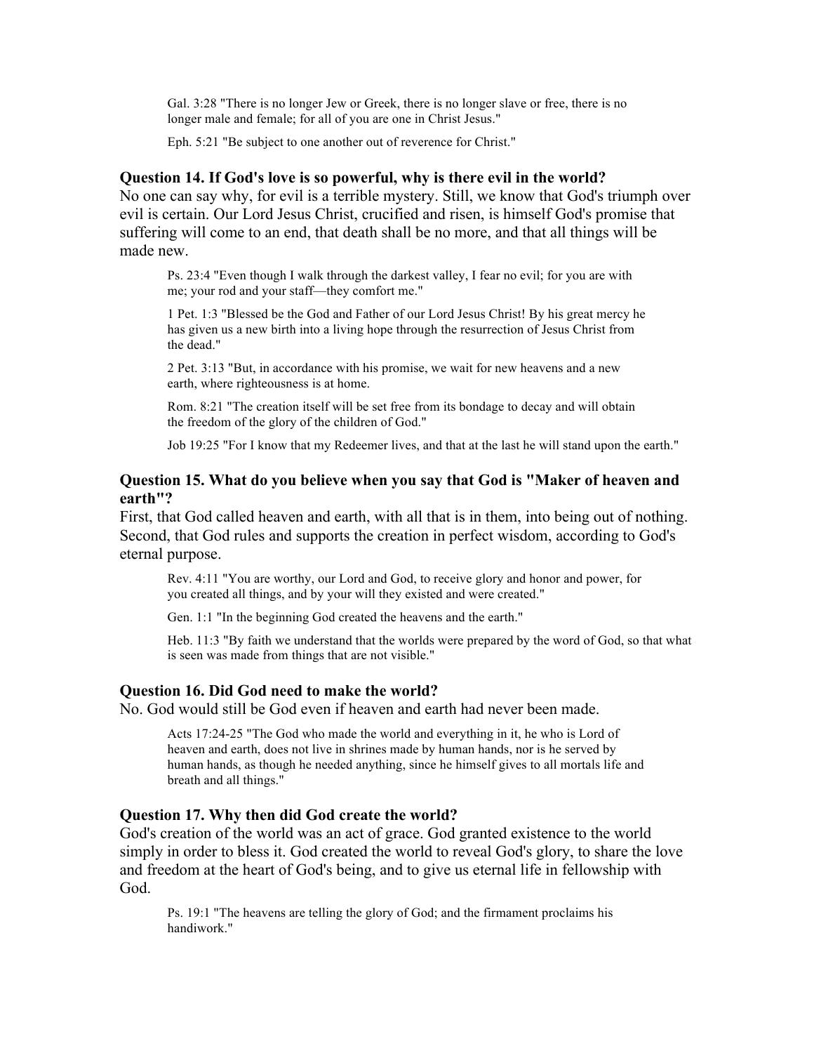Gal. 3:28 "There is no longer Jew or Greek, there is no longer slave or free, there is no longer male and female; for all of you are one in Christ Jesus."

Eph. 5:21 "Be subject to one another out of reverence for Christ."

### Question 14. If God's love is so powerful, why is there evil in the world?

No one can say why, for evil is a terrible mystery. Still, we know that God's triumph over evil is certain. Our Lord Jesus Christ, crucified and risen, is himself God's promise that suffering will come to an end, that death shall be no more, and that all things will be made new.

Ps. 23:4 "Even though I walk through the darkest valley, I fear no evil; for you are with me; your rod and your staff—they comfort me."

1 Pet. 1:3 "Blessed be the God and Father of our Lord Jesus Christ! By his great mercy he has given us a new birth into a living hope through the resurrection of Jesus Christ from the dead."

2 Pet. 3:13 "But, in accordance with his promise, we wait for new heavens and a new earth, where righteousness is at home.

Rom. 8:21 "The creation itself will be set free from its bondage to decay and will obtain the freedom of the glory of the children of God."

Job 19:25 "For I know that my Redeemer lives, and that at the last he will stand upon the earth."

### Question 15. What do you believe when you say that God is "Maker of heaven and earth"?

First, that God called heaven and earth, with all that is in them, into being out of nothing. Second, that God rules and supports the creation in perfect wisdom, according to God's eternal purpose.

Rev. 4:11 "You are worthy, our Lord and God, to receive glory and honor and power, for you created all things, and by your will they existed and were created."

Gen. 1:1 "In the beginning God created the heavens and the earth."

Heb. 11:3 "By faith we understand that the worlds were prepared by the word of God, so that what is seen was made from things that are not visible."

### Question 16. Did God need to make the world?

No. God would still be God even if heaven and earth had never been made.

Acts 17:24-25 "The God who made the world and everything in it, he who is Lord of heaven and earth, does not live in shrines made by human hands, nor is he served by human hands, as though he needed anything, since he himself gives to all mortals life and breath and all things."

### Question 17. Why then did God create the world?

God's creation of the world was an act of grace. God granted existence to the world simply in order to bless it. God created the world to reveal God's glory, to share the love and freedom at the heart of God's being, and to give us eternal life in fellowship with God.

Ps. 19:1 "The heavens are telling the glory of God; and the firmament proclaims his handiwork."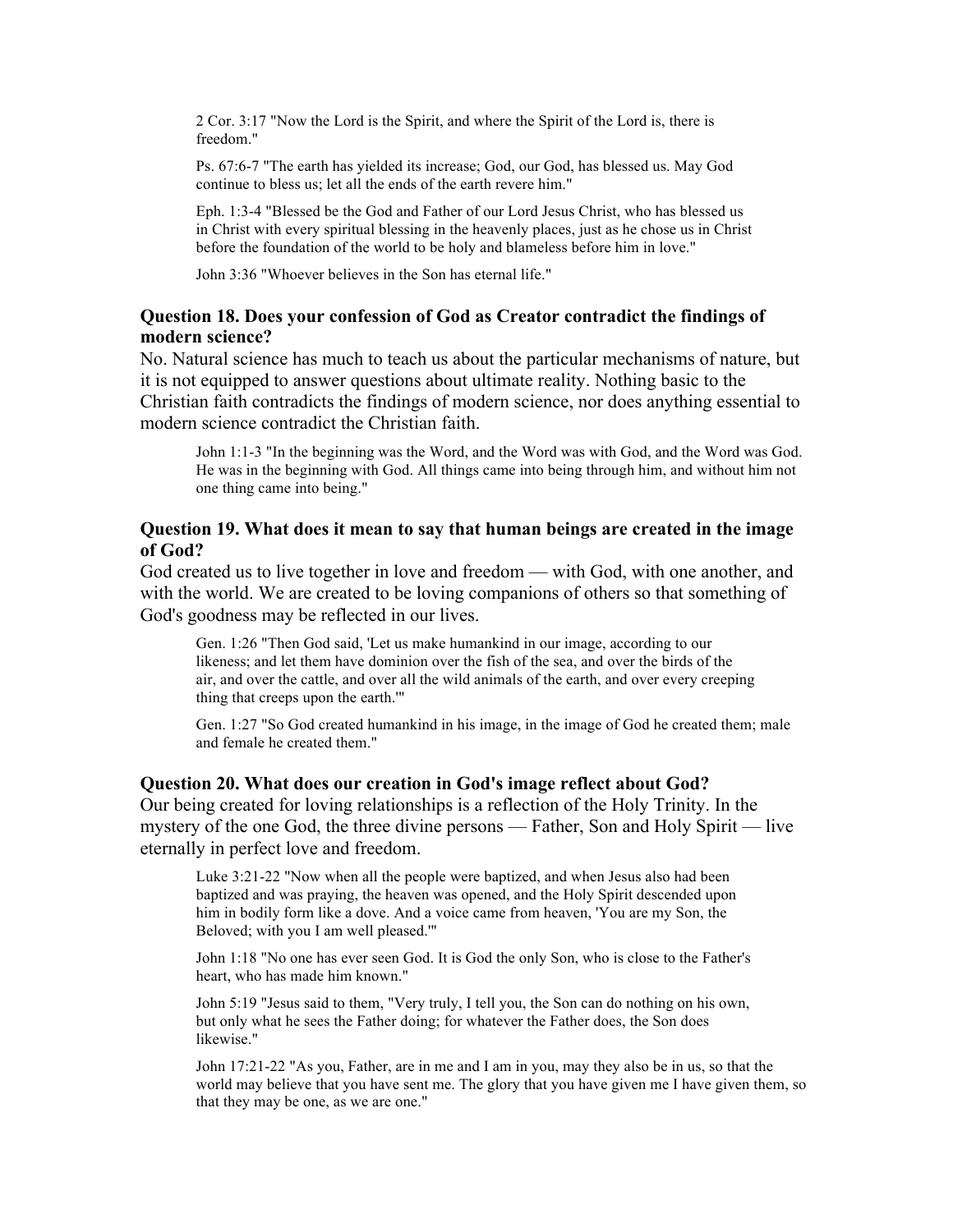2 Cor. 3:17 "Now the Lord is the Spirit, and where the Spirit of the Lord is, there is freedom."

Ps. 67:6-7 "The earth has yielded its increase; God, our God, has blessed us. May God continue to bless us; let all the ends of the earth revere him."

Eph. 1:3-4 "Blessed be the God and Father of our Lord Jesus Christ, who has blessed us in Christ with every spiritual blessing in the heavenly places, just as he chose us in Christ before the foundation of the world to be holy and blameless before him in love."

John 3:36 "Whoever believes in the Son has eternal life."

### Question 18. Does your confession of God as Creator contradict the findings of modern science?

No. Natural science has much to teach us about the particular mechanisms of nature, but it is not equipped to answer questions about ultimate reality. Nothing basic to the Christian faith contradicts the findings of modern science, nor does anything essential to modern science contradict the Christian faith.

John 1:1-3 "In the beginning was the Word, and the Word was with God, and the Word was God. He was in the beginning with God. All things came into being through him, and without him not one thing came into being."

### Question 19. What does it mean to say that human beings are created in the image of God?

God created us to live together in love and freedom — with God, with one another, and with the world. We are created to be loving companions of others so that something of God's goodness may be reflected in our lives.

Gen. 1:26 "Then God said, 'Let us make humankind in our image, according to our likeness; and let them have dominion over the fish of the sea, and over the birds of the air, and over the cattle, and over all the wild animals of the earth, and over every creeping thing that creeps upon the earth.'"

Gen. 1:27 "So God created humankind in his image, in the image of God he created them; male and female he created them."

### Question 20. What does our creation in God's image reflect about God?

Our being created for loving relationships is a reflection of the Holy Trinity. In the mystery of the one God, the three divine persons — Father, Son and Holy Spirit — live eternally in perfect love and freedom.

Luke 3:21-22 "Now when all the people were baptized, and when Jesus also had been baptized and was praying, the heaven was opened, and the Holy Spirit descended upon him in bodily form like a dove. And a voice came from heaven, 'You are my Son, the Beloved; with you I am well pleased.'"

John 1:18 "No one has ever seen God. It is God the only Son, who is close to the Father's heart, who has made him known."

John 5:19 "Jesus said to them, "Very truly, I tell you, the Son can do nothing on his own, but only what he sees the Father doing; for whatever the Father does, the Son does likewise."

John 17:21-22 "As you, Father, are in me and I am in you, may they also be in us, so that the world may believe that you have sent me. The glory that you have given me I have given them, so that they may be one, as we are one."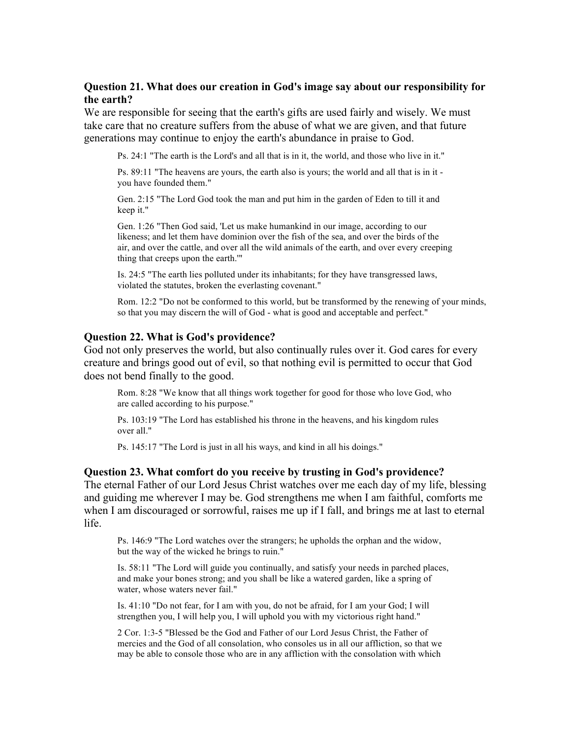**Question 21. What does our creation in God's image say about our responsibility for the earth?**

We are responsible for seeing that the earth's gifts are used fairly and wisely. We must take care that no creature suffers from the abuse of what we are given, and that future generations may continue to enjoy the earth's abundance in praise to God.

> Ps. 24:1 "The earth is the Lord's and all that is in it, the world, and those who live in it."
>
> Ps. 89:11 "The heavens are yours, the earth also is yours; the world and all that is in it - you have founded them."
>
> Gen. 2:15 "The Lord God took the man and put him in the garden of Eden to till it and keep it."
>
> Gen. 1:26 "Then God said, 'Let us make humankind in our image, according to our likeness; and let them have dominion over the fish of the sea, and over the birds of the air, and over the cattle, and over all the wild animals of the earth, and over every creeping thing that creeps upon the earth.'"
>
> Is. 24:5 "The earth lies polluted under its inhabitants; for they have transgressed laws, violated the statutes, broken the everlasting covenant."
>
> Rom. 12:2 "Do not be conformed to this world, but be transformed by the renewing of your minds, so that you may discern the will of God - what is good and acceptable and perfect."

**Question 22. What is God's providence?**

God not only preserves the world, but also continually rules over it. God cares for every creature and brings good out of evil, so that nothing evil is permitted to occur that God does not bend finally to the good.

> Rom. 8:28 "We know that all things work together for good for those who love God, who are called according to his purpose."
>
> Ps. 103:19 "The Lord has established his throne in the heavens, and his kingdom rules over all."
>
> Ps. 145:17 "The Lord is just in all his ways, and kind in all his doings."

**Question 23. What comfort do you receive by trusting in God's providence?**

The eternal Father of our Lord Jesus Christ watches over me each day of my life, blessing and guiding me wherever I may be. God strengthens me when I am faithful, comforts me when I am discouraged or sorrowful, raises me up if I fall, and brings me at last to eternal life.

> Ps. 146:9 "The Lord watches over the strangers; he upholds the orphan and the widow, but the way of the wicked he brings to ruin."
>
> Is. 58:11 "The Lord will guide you continually, and satisfy your needs in parched places, and make your bones strong; and you shall be like a watered garden, like a spring of water, whose waters never fail."
>
> Is. 41:10 "Do not fear, for I am with you, do not be afraid, for I am your God; I will strengthen you, I will help you, I will uphold you with my victorious right hand."
>
> 2 Cor. 1:3-5 "Blessed be the God and Father of our Lord Jesus Christ, the Father of mercies and the God of all consolation, who consoles us in all our affliction, so that we may be able to console those who are in any affliction with the consolation with which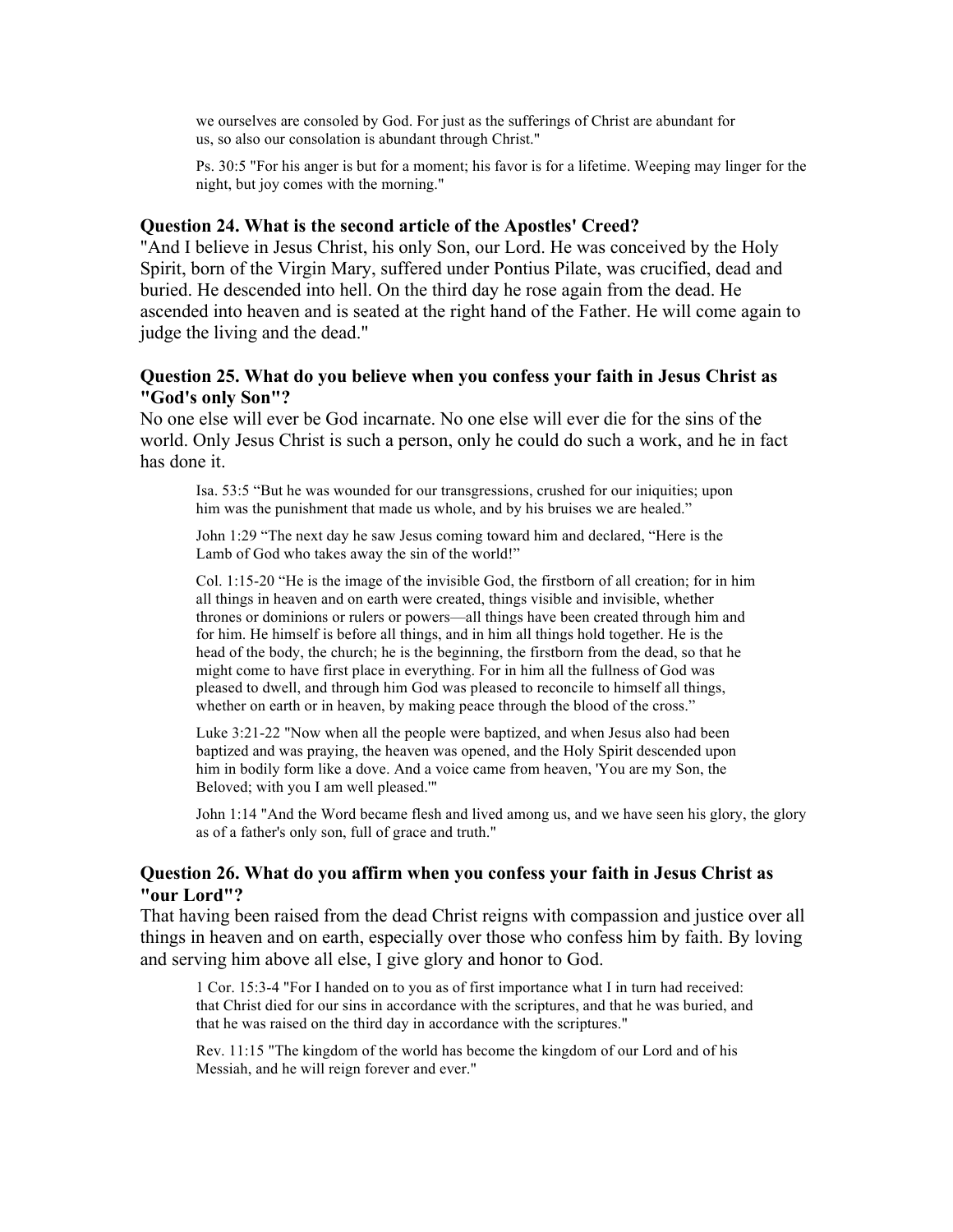we ourselves are consoled by God. For just as the sufferings of Christ are abundant for us, so also our consolation is abundant through Christ."

Ps. 30:5 "For his anger is but for a moment; his favor is for a lifetime. Weeping may linger for the night, but joy comes with the morning."

### Question 24. What is the second article of the Apostles' Creed?

"And I believe in Jesus Christ, his only Son, our Lord. He was conceived by the Holy Spirit, born of the Virgin Mary, suffered under Pontius Pilate, was crucified, dead and buried. He descended into hell. On the third day he rose again from the dead. He ascended into heaven and is seated at the right hand of the Father. He will come again to judge the living and the dead."

### Question 25. What do you believe when you confess your faith in Jesus Christ as "God's only Son"?

No one else will ever be God incarnate. No one else will ever die for the sins of the world. Only Jesus Christ is such a person, only he could do such a work, and he in fact has done it.

Isa. 53:5 "But he was wounded for our transgressions, crushed for our iniquities; upon him was the punishment that made us whole, and by his bruises we are healed."

John 1:29 "The next day he saw Jesus coming toward him and declared, "Here is the Lamb of God who takes away the sin of the world!"

Col. 1:15-20 "He is the image of the invisible God, the firstborn of all creation; for in him all things in heaven and on earth were created, things visible and invisible, whether thrones or dominions or rulers or powers—all things have been created through him and for him. He himself is before all things, and in him all things hold together. He is the head of the body, the church; he is the beginning, the firstborn from the dead, so that he might come to have first place in everything. For in him all the fullness of God was pleased to dwell, and through him God was pleased to reconcile to himself all things, whether on earth or in heaven, by making peace through the blood of the cross."

Luke 3:21-22 "Now when all the people were baptized, and when Jesus also had been baptized and was praying, the heaven was opened, and the Holy Spirit descended upon him in bodily form like a dove. And a voice came from heaven, 'You are my Son, the Beloved; with you I am well pleased.'"

John 1:14 "And the Word became flesh and lived among us, and we have seen his glory, the glory as of a father's only son, full of grace and truth."

### Question 26. What do you affirm when you confess your faith in Jesus Christ as "our Lord"?

That having been raised from the dead Christ reigns with compassion and justice over all things in heaven and on earth, especially over those who confess him by faith. By loving and serving him above all else, I give glory and honor to God.

1 Cor. 15:3-4 "For I handed on to you as of first importance what I in turn had received: that Christ died for our sins in accordance with the scriptures, and that he was buried, and that he was raised on the third day in accordance with the scriptures."

Rev. 11:15 "The kingdom of the world has become the kingdom of our Lord and of his Messiah, and he will reign forever and ever."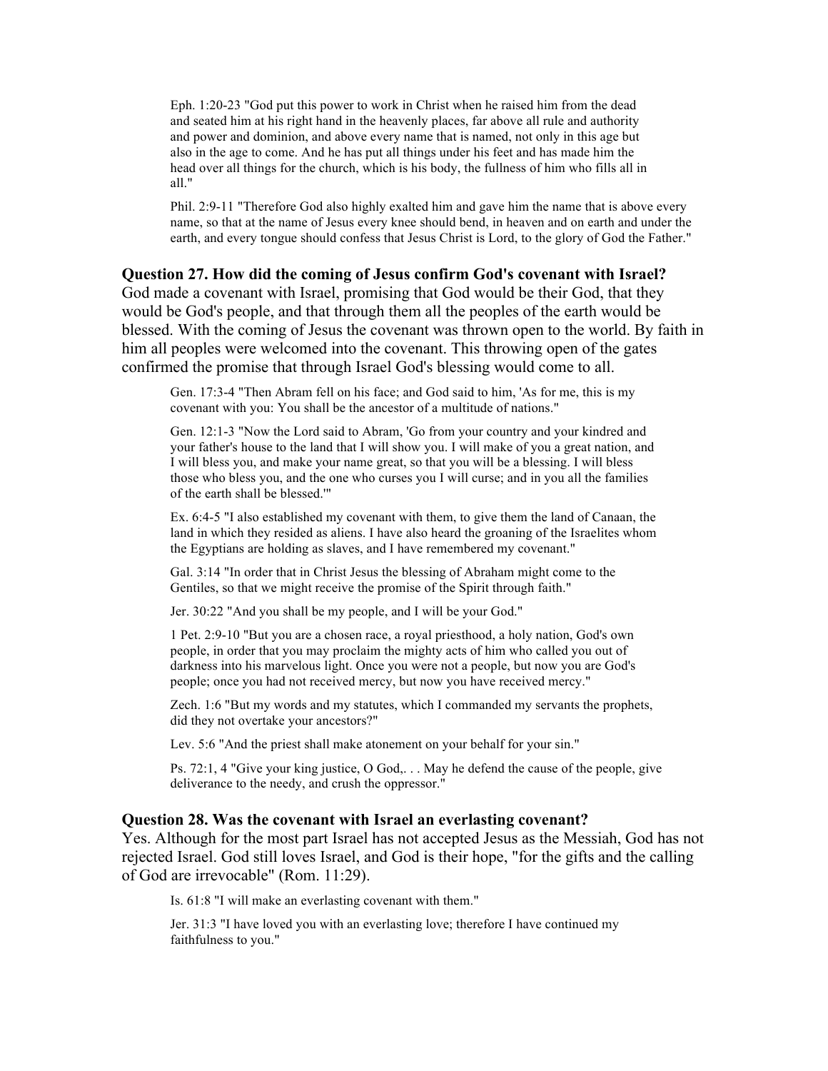Eph. 1:20-23 "God put this power to work in Christ when he raised him from the dead and seated him at his right hand in the heavenly places, far above all rule and authority and power and dominion, and above every name that is named, not only in this age but also in the age to come. And he has put all things under his feet and has made him the head over all things for the church, which is his body, the fullness of him who fills all in all."

Phil. 2:9-11 "Therefore God also highly exalted him and gave him the name that is above every name, so that at the name of Jesus every knee should bend, in heaven and on earth and under the earth, and every tongue should confess that Jesus Christ is Lord, to the glory of God the Father."

### Question 27. How did the coming of Jesus confirm God's covenant with Israel?

God made a covenant with Israel, promising that God would be their God, that they would be God's people, and that through them all the peoples of the earth would be blessed. With the coming of Jesus the covenant was thrown open to the world. By faith in him all peoples were welcomed into the covenant. This throwing open of the gates confirmed the promise that through Israel God's blessing would come to all.

Gen. 17:3-4 "Then Abram fell on his face; and God said to him, 'As for me, this is my covenant with you: You shall be the ancestor of a multitude of nations."

Gen. 12:1-3 "Now the Lord said to Abram, 'Go from your country and your kindred and your father's house to the land that I will show you. I will make of you a great nation, and I will bless you, and make your name great, so that you will be a blessing. I will bless those who bless you, and the one who curses you I will curse; and in you all the families of the earth shall be blessed.'"

Ex. 6:4-5 "I also established my covenant with them, to give them the land of Canaan, the land in which they resided as aliens. I have also heard the groaning of the Israelites whom the Egyptians are holding as slaves, and I have remembered my covenant."

Gal. 3:14 "In order that in Christ Jesus the blessing of Abraham might come to the Gentiles, so that we might receive the promise of the Spirit through faith."

Jer. 30:22 "And you shall be my people, and I will be your God."

1 Pet. 2:9-10 "But you are a chosen race, a royal priesthood, a holy nation, God's own people, in order that you may proclaim the mighty acts of him who called you out of darkness into his marvelous light. Once you were not a people, but now you are God's people; once you had not received mercy, but now you have received mercy."

Zech. 1:6 "But my words and my statutes, which I commanded my servants the prophets, did they not overtake your ancestors?"

Lev. 5:6 "And the priest shall make atonement on your behalf for your sin."

Ps. 72:1, 4 "Give your king justice, O God,. . . May he defend the cause of the people, give deliverance to the needy, and crush the oppressor."

### Question 28. Was the covenant with Israel an everlasting covenant?

Yes. Although for the most part Israel has not accepted Jesus as the Messiah, God has not rejected Israel. God still loves Israel, and God is their hope, "for the gifts and the calling of God are irrevocable" (Rom. 11:29).

Is. 61:8 "I will make an everlasting covenant with them."

Jer. 31:3 "I have loved you with an everlasting love; therefore I have continued my faithfulness to you."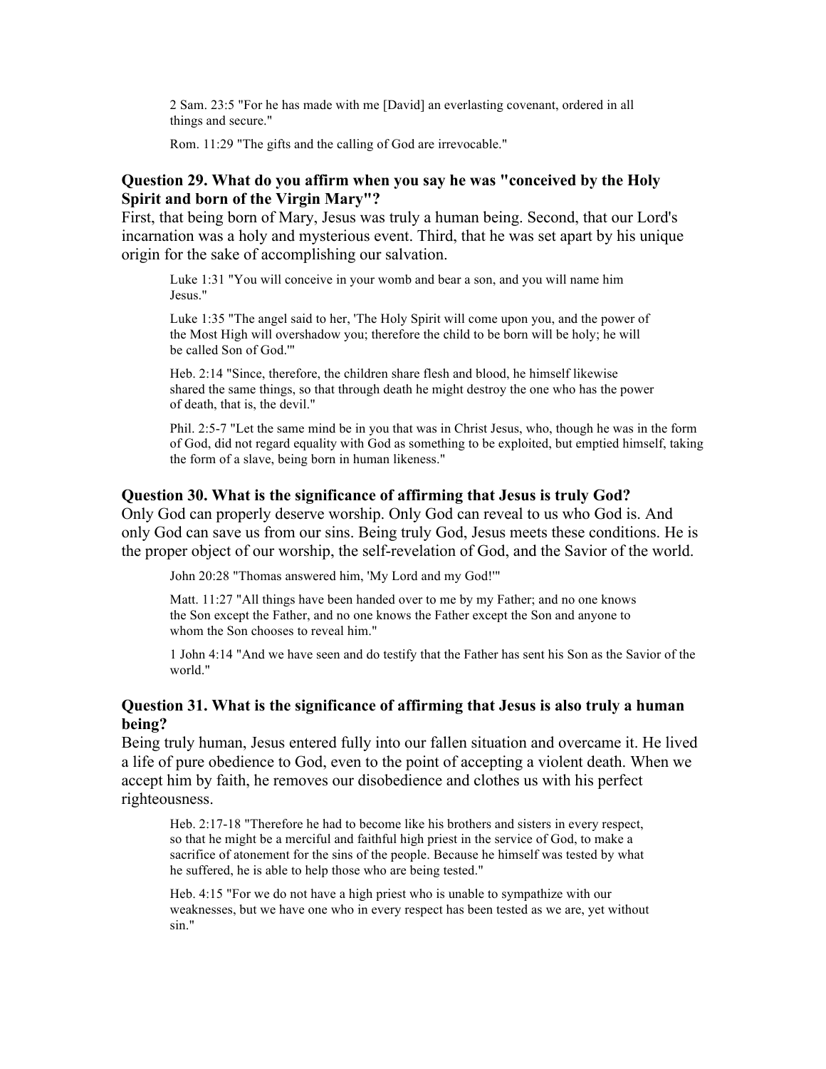> 2 Sam. 23:5 "For he has made with me [David] an everlasting covenant, ordered in all things and secure."
>
> Rom. 11:29 "The gifts and the calling of God are irrevocable."

### Question 29. What do you affirm when you say he was "conceived by the Holy Spirit and born of the Virgin Mary"?

First, that being born of Mary, Jesus was truly a human being. Second, that our Lord's incarnation was a holy and mysterious event. Third, that he was set apart by his unique origin for the sake of accomplishing our salvation.

> Luke 1:31 "You will conceive in your womb and bear a son, and you will name him Jesus."
>
> Luke 1:35 "The angel said to her, 'The Holy Spirit will come upon you, and the power of the Most High will overshadow you; therefore the child to be born will be holy; he will be called Son of God.'"
>
> Heb. 2:14 "Since, therefore, the children share flesh and blood, he himself likewise shared the same things, so that through death he might destroy the one who has the power of death, that is, the devil."
>
> Phil. 2:5-7 "Let the same mind be in you that was in Christ Jesus, who, though he was in the form of God, did not regard equality with God as something to be exploited, but emptied himself, taking the form of a slave, being born in human likeness."

### Question 30. What is the significance of affirming that Jesus is truly God?

Only God can properly deserve worship. Only God can reveal to us who God is. And only God can save us from our sins. Being truly God, Jesus meets these conditions. He is the proper object of our worship, the self-revelation of God, and the Savior of the world.

> John 20:28 "Thomas answered him, 'My Lord and my God!'"
>
> Matt. 11:27 "All things have been handed over to me by my Father; and no one knows the Son except the Father, and no one knows the Father except the Son and anyone to whom the Son chooses to reveal him."
>
> 1 John 4:14 "And we have seen and do testify that the Father has sent his Son as the Savior of the world."

### Question 31. What is the significance of affirming that Jesus is also truly a human being?

Being truly human, Jesus entered fully into our fallen situation and overcame it. He lived a life of pure obedience to God, even to the point of accepting a violent death. When we accept him by faith, he removes our disobedience and clothes us with his perfect righteousness.

> Heb. 2:17-18 "Therefore he had to become like his brothers and sisters in every respect, so that he might be a merciful and faithful high priest in the service of God, to make a sacrifice of atonement for the sins of the people. Because he himself was tested by what he suffered, he is able to help those who are being tested."
>
> Heb. 4:15 "For we do not have a high priest who is unable to sympathize with our weaknesses, but we have one who in every respect has been tested as we are, yet without sin."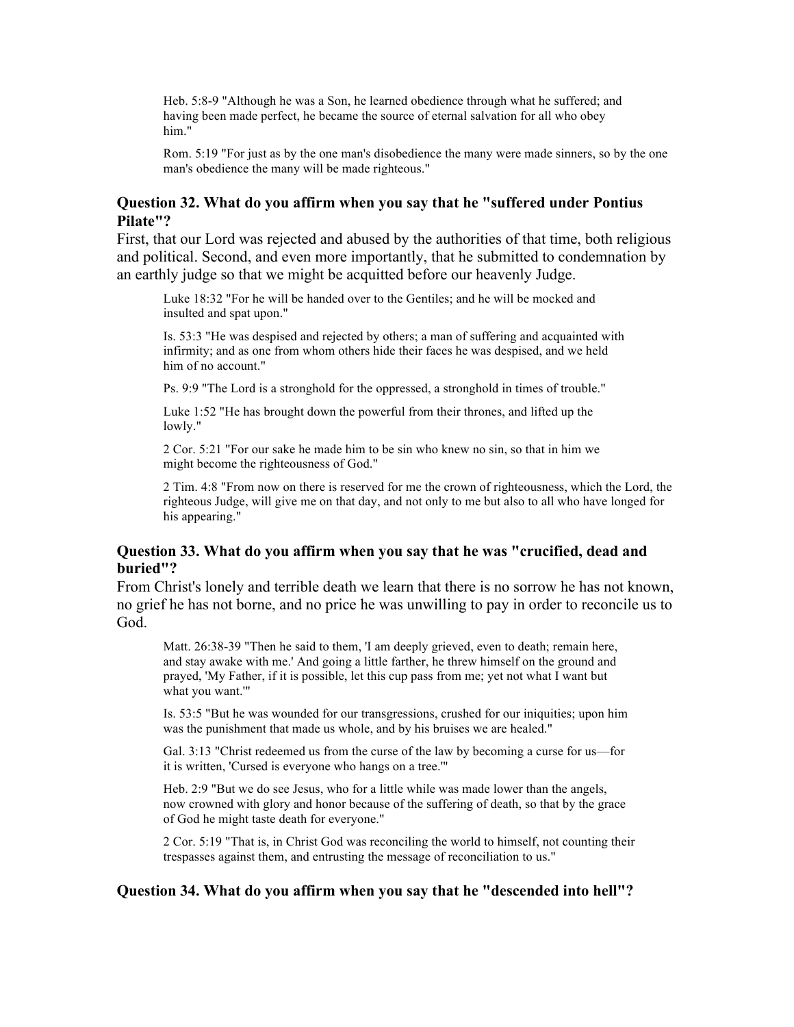> Heb. 5:8-9 "Although he was a Son, he learned obedience through what he suffered; and having been made perfect, he became the source of eternal salvation for all who obey him."
>
> Rom. 5:19 "For just as by the one man's disobedience the many were made sinners, so by the one man's obedience the many will be made righteous."

### Question 32. What do you affirm when you say that he "suffered under Pontius Pilate"?

First, that our Lord was rejected and abused by the authorities of that time, both religious and political. Second, and even more importantly, that he submitted to condemnation by an earthly judge so that we might be acquitted before our heavenly Judge.

> Luke 18:32 "For he will be handed over to the Gentiles; and he will be mocked and insulted and spat upon."
>
> Is. 53:3 "He was despised and rejected by others; a man of suffering and acquainted with infirmity; and as one from whom others hide their faces he was despised, and we held him of no account."
>
> Ps. 9:9 "The Lord is a stronghold for the oppressed, a stronghold in times of trouble."
>
> Luke 1:52 "He has brought down the powerful from their thrones, and lifted up the lowly."
>
> 2 Cor. 5:21 "For our sake he made him to be sin who knew no sin, so that in him we might become the righteousness of God."
>
> 2 Tim. 4:8 "From now on there is reserved for me the crown of righteousness, which the Lord, the righteous Judge, will give me on that day, and not only to me but also to all who have longed for his appearing."

### Question 33. What do you affirm when you say that he was "crucified, dead and buried"?

From Christ's lonely and terrible death we learn that there is no sorrow he has not known, no grief he has not borne, and no price he was unwilling to pay in order to reconcile us to God.

> Matt. 26:38-39 "Then he said to them, 'I am deeply grieved, even to death; remain here, and stay awake with me.' And going a little farther, he threw himself on the ground and prayed, 'My Father, if it is possible, let this cup pass from me; yet not what I want but what you want.'"
>
> Is. 53:5 "But he was wounded for our transgressions, crushed for our iniquities; upon him was the punishment that made us whole, and by his bruises we are healed."
>
> Gal. 3:13 "Christ redeemed us from the curse of the law by becoming a curse for us—for it is written, 'Cursed is everyone who hangs on a tree.'"
>
> Heb. 2:9 "But we do see Jesus, who for a little while was made lower than the angels, now crowned with glory and honor because of the suffering of death, so that by the grace of God he might taste death for everyone."
>
> 2 Cor. 5:19 "That is, in Christ God was reconciling the world to himself, not counting their trespasses against them, and entrusting the message of reconciliation to us."

### Question 34. What do you affirm when you say that he "descended into hell"?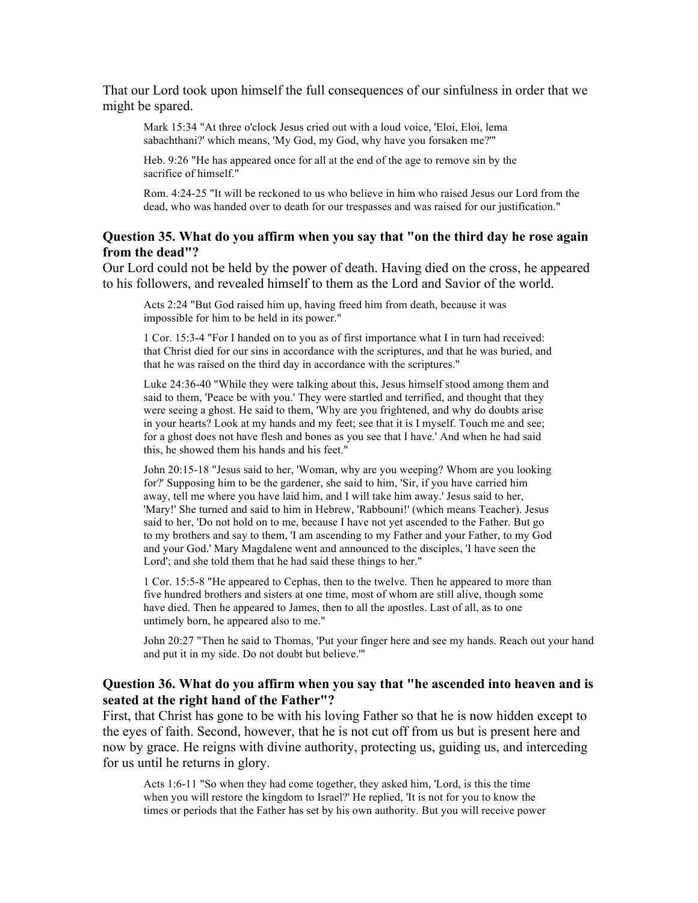That our Lord took upon himself the full consequences of our sinfulness in order that we might be spared.

> Mark 15:34 "At three o'clock Jesus cried out with a loud voice, 'Eloi, Eloi, lema sabachthani?' which means, 'My God, my God, why have you forsaken me?'"
>
> Heb. 9:26 "He has appeared once for all at the end of the age to remove sin by the sacrifice of himself."
>
> Rom. 4:24-25 "It will be reckoned to us who believe in him who raised Jesus our Lord from the dead, who was handed over to death for our trespasses and was raised for our justification."

### Question 35. What do you affirm when you say that "on the third day he rose again from the dead"?

Our Lord could not be held by the power of death. Having died on the cross, he appeared to his followers, and revealed himself to them as the Lord and Savior of the world.

> Acts 2:24 "But God raised him up, having freed him from death, because it was impossible for him to be held in its power."
>
> 1 Cor. 15:3-4 "For I handed on to you as of first importance what I in turn had received: that Christ died for our sins in accordance with the scriptures, and that he was buried, and that he was raised on the third day in accordance with the scriptures."
>
> Luke 24:36-40 "While they were talking about this, Jesus himself stood among them and said to them, 'Peace be with you.' They were startled and terrified, and thought that they were seeing a ghost. He said to them, 'Why are you frightened, and why do doubts arise in your hearts? Look at my hands and my feet; see that it is I myself. Touch me and see; for a ghost does not have flesh and bones as you see that I have.' And when he had said this, he showed them his hands and his feet."
>
> John 20:15-18 "Jesus said to her, 'Woman, why are you weeping? Whom are you looking for?' Supposing him to be the gardener, she said to him, 'Sir, if you have carried him away, tell me where you have laid him, and I will take him away.' Jesus said to her, 'Mary!' She turned and said to him in Hebrew, 'Rabbouni!' (which means Teacher). Jesus said to her, 'Do not hold on to me, because I have not yet ascended to the Father. But go to my brothers and say to them, 'I am ascending to my Father and your Father, to my God and your God.' Mary Magdalene went and announced to the disciples, 'I have seen the Lord'; and she told them that he had said these things to her."
>
> 1 Cor. 15:5-8 "He appeared to Cephas, then to the twelve. Then he appeared to more than five hundred brothers and sisters at one time, most of whom are still alive, though some have died. Then he appeared to James, then to all the apostles. Last of all, as to one untimely born, he appeared also to me."
>
> John 20:27 "Then he said to Thomas, 'Put your finger here and see my hands. Reach out your hand and put it in my side. Do not doubt but believe.'"

### Question 36. What do you affirm when you say that "he ascended into heaven and is seated at the right hand of the Father"?

First, that Christ has gone to be with his loving Father so that he is now hidden except to the eyes of faith. Second, however, that he is not cut off from us but is present here and now by grace. He reigns with divine authority, protecting us, guiding us, and interceding for us until he returns in glory.

> Acts 1:6-11 "So when they had come together, they asked him, 'Lord, is this the time when you will restore the kingdom to Israel?' He replied, 'It is not for you to know the times or periods that the Father has set by his own authority. But you will receive power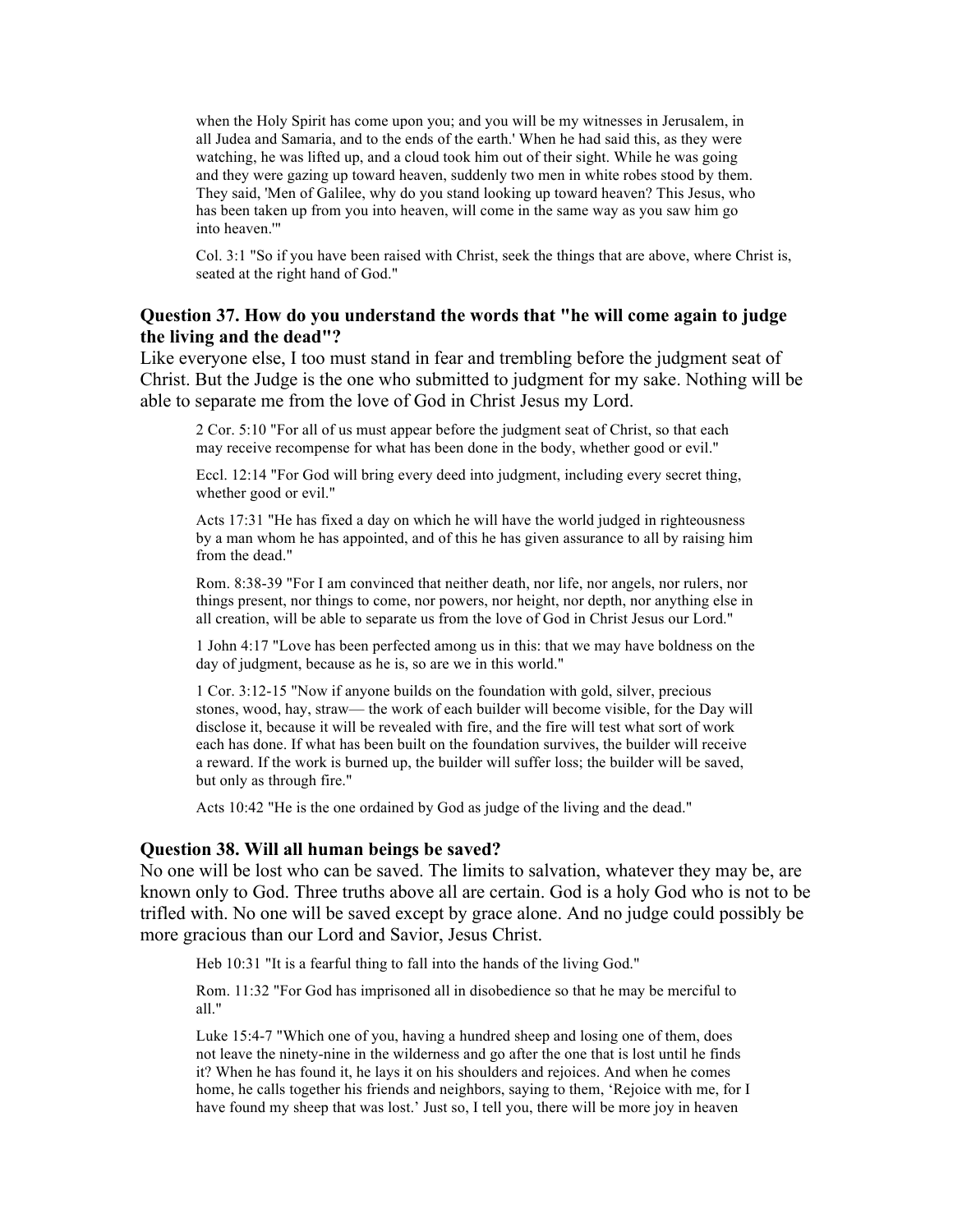> when the Holy Spirit has come upon you; and you will be my witnesses in Jerusalem, in all Judea and Samaria, and to the ends of the earth.' When he had said this, as they were watching, he was lifted up, and a cloud took him out of their sight. While he was going and they were gazing up toward heaven, suddenly two men in white robes stood by them. They said, 'Men of Galilee, why do you stand looking up toward heaven? This Jesus, who has been taken up from you into heaven, will come in the same way as you saw him go into heaven.'"

> Col. 3:1 "So if you have been raised with Christ, seek the things that are above, where Christ is, seated at the right hand of God."

### Question 37. How do you understand the words that "he will come again to judge the living and the dead"?

Like everyone else, I too must stand in fear and trembling before the judgment seat of Christ. But the Judge is the one who submitted to judgment for my sake. Nothing will be able to separate me from the love of God in Christ Jesus my Lord.

> 2 Cor. 5:10 "For all of us must appear before the judgment seat of Christ, so that each may receive recompense for what has been done in the body, whether good or evil."

> Eccl. 12:14 "For God will bring every deed into judgment, including every secret thing, whether good or evil."

> Acts 17:31 "He has fixed a day on which he will have the world judged in righteousness by a man whom he has appointed, and of this he has given assurance to all by raising him from the dead."

> Rom. 8:38-39 "For I am convinced that neither death, nor life, nor angels, nor rulers, nor things present, nor things to come, nor powers, nor height, nor depth, nor anything else in all creation, will be able to separate us from the love of God in Christ Jesus our Lord."

> 1 John 4:17 "Love has been perfected among us in this: that we may have boldness on the day of judgment, because as he is, so are we in this world."

> 1 Cor. 3:12-15 "Now if anyone builds on the foundation with gold, silver, precious stones, wood, hay, straw— the work of each builder will become visible, for the Day will disclose it, because it will be revealed with fire, and the fire will test what sort of work each has done. If what has been built on the foundation survives, the builder will receive a reward. If the work is burned up, the builder will suffer loss; the builder will be saved, but only as through fire."

> Acts 10:42 "He is the one ordained by God as judge of the living and the dead."

### Question 38. Will all human beings be saved?

No one will be lost who can be saved. The limits to salvation, whatever they may be, are known only to God. Three truths above all are certain. God is a holy God who is not to be trifled with. No one will be saved except by grace alone. And no judge could possibly be more gracious than our Lord and Savior, Jesus Christ.

> Heb 10:31 "It is a fearful thing to fall into the hands of the living God."

> Rom. 11:32 "For God has imprisoned all in disobedience so that he may be merciful to all."

> Luke 15:4-7 "Which one of you, having a hundred sheep and losing one of them, does not leave the ninety-nine in the wilderness and go after the one that is lost until he finds it? When he has found it, he lays it on his shoulders and rejoices. And when he comes home, he calls together his friends and neighbors, saying to them, 'Rejoice with me, for I have found my sheep that was lost.' Just so, I tell you, there will be more joy in heaven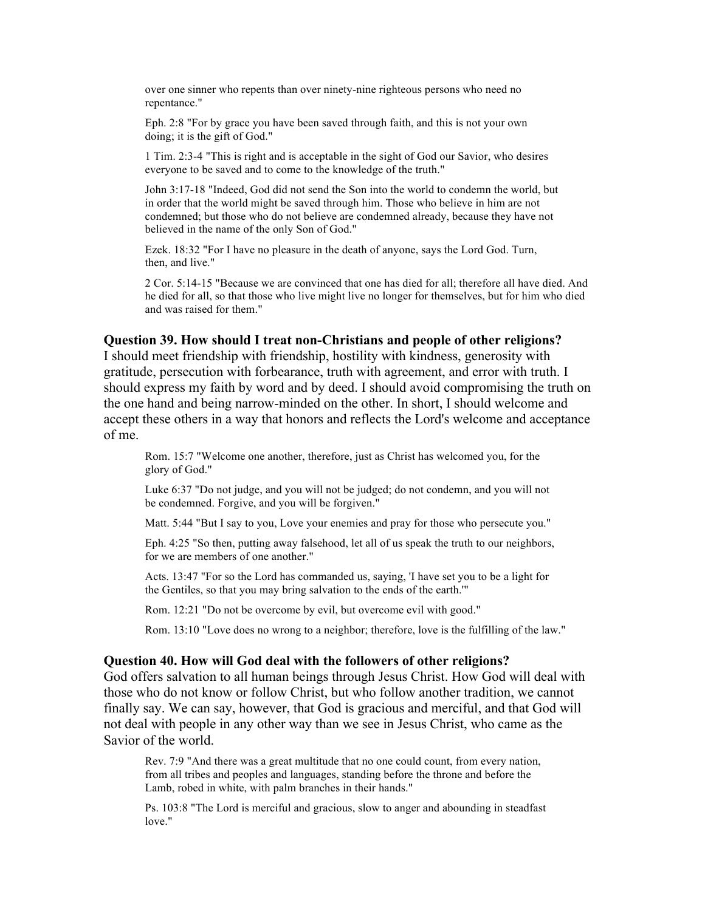over one sinner who repents than over ninety-nine righteous persons who need no repentance."

> Eph. 2:8 "For by grace you have been saved through faith, and this is not your own doing; it is the gift of God."
>
> 1 Tim. 2:3-4 "This is right and is acceptable in the sight of God our Savior, who desires everyone to be saved and to come to the knowledge of the truth."
>
> John 3:17-18 "Indeed, God did not send the Son into the world to condemn the world, but in order that the world might be saved through him. Those who believe in him are not condemned; but those who do not believe are condemned already, because they have not believed in the name of the only Son of God."
>
> Ezek. 18:32 "For I have no pleasure in the death of anyone, says the Lord God. Turn, then, and live."
>
> 2 Cor. 5:14-15 "Because we are convinced that one has died for all; therefore all have died. And he died for all, so that those who live might live no longer for themselves, but for him who died and was raised for them."

**Question 39. How should I treat non-Christians and people of other religions?**
I should meet friendship with friendship, hostility with kindness, generosity with gratitude, persecution with forbearance, truth with agreement, and error with truth. I should express my faith by word and by deed. I should avoid compromising the truth on the one hand and being narrow-minded on the other. In short, I should welcome and accept these others in a way that honors and reflects the Lord's welcome and acceptance of me.

> Rom. 15:7 "Welcome one another, therefore, just as Christ has welcomed you, for the glory of God."
>
> Luke 6:37 "Do not judge, and you will not be judged; do not condemn, and you will not be condemned. Forgive, and you will be forgiven."
>
> Matt. 5:44 "But I say to you, Love your enemies and pray for those who persecute you."
>
> Eph. 4:25 "So then, putting away falsehood, let all of us speak the truth to our neighbors, for we are members of one another."
>
> Acts. 13:47 "For so the Lord has commanded us, saying, 'I have set you to be a light for the Gentiles, so that you may bring salvation to the ends of the earth.'"
>
> Rom. 12:21 "Do not be overcome by evil, but overcome evil with good."
>
> Rom. 13:10 "Love does no wrong to a neighbor; therefore, love is the fulfilling of the law."

**Question 40. How will God deal with the followers of other religions?**
God offers salvation to all human beings through Jesus Christ. How God will deal with those who do not know or follow Christ, but who follow another tradition, we cannot finally say. We can say, however, that God is gracious and merciful, and that God will not deal with people in any other way than we see in Jesus Christ, who came as the Savior of the world.

> Rev. 7:9 "And there was a great multitude that no one could count, from every nation, from all tribes and peoples and languages, standing before the throne and before the Lamb, robed in white, with palm branches in their hands."
>
> Ps. 103:8 "The Lord is merciful and gracious, slow to anger and abounding in steadfast love."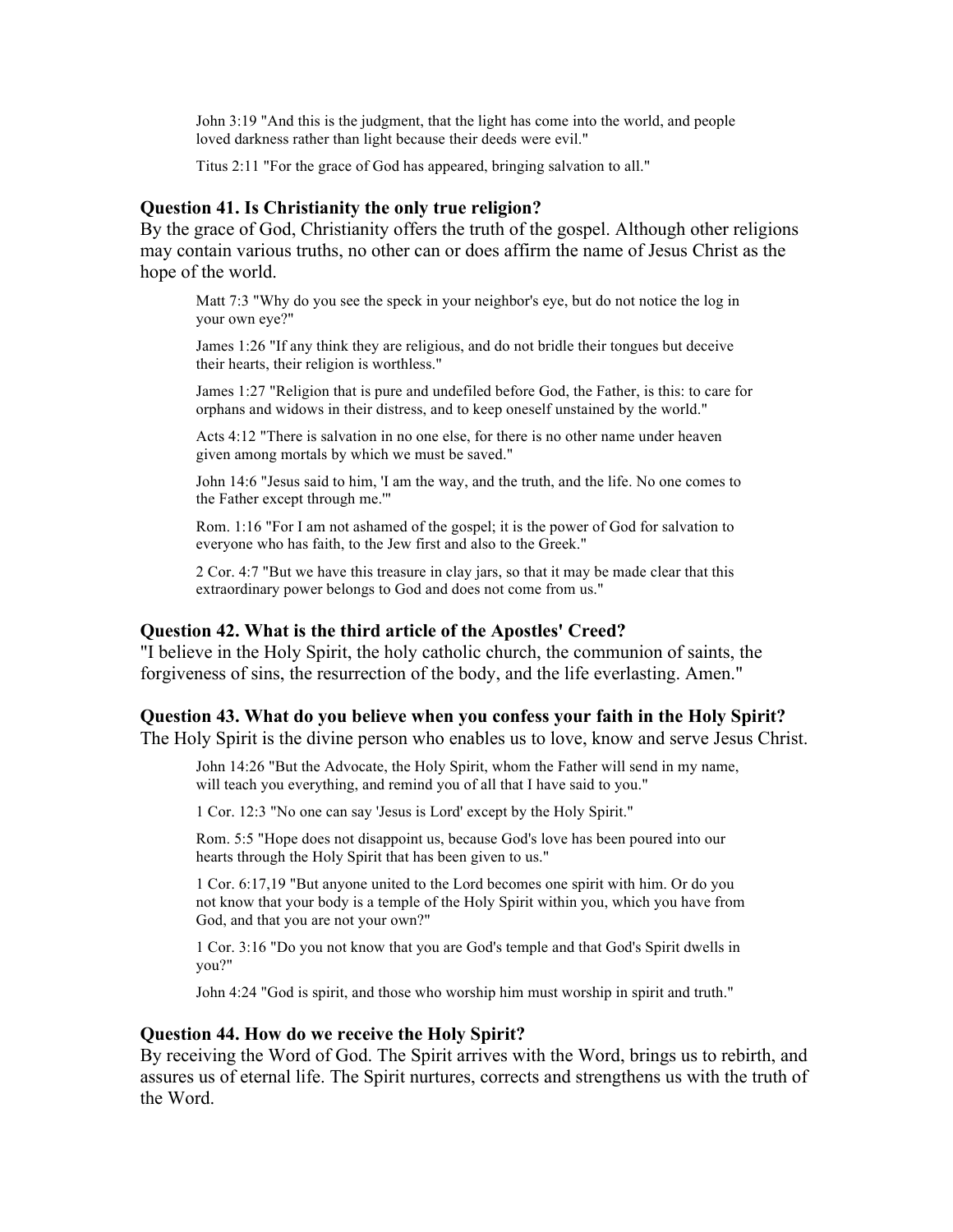John 3:19 "And this is the judgment, that the light has come into the world, and people loved darkness rather than light because their deeds were evil."

Titus 2:11 "For the grace of God has appeared, bringing salvation to all."

### Question 41. Is Christianity the only true religion?

By the grace of God, Christianity offers the truth of the gospel. Although other religions may contain various truths, no other can or does affirm the name of Jesus Christ as the hope of the world.

Matt 7:3 "Why do you see the speck in your neighbor's eye, but do not notice the log in your own eye?"

James 1:26 "If any think they are religious, and do not bridle their tongues but deceive their hearts, their religion is worthless."

James 1:27 "Religion that is pure and undefiled before God, the Father, is this: to care for orphans and widows in their distress, and to keep oneself unstained by the world."

Acts 4:12 "There is salvation in no one else, for there is no other name under heaven given among mortals by which we must be saved."

John 14:6 "Jesus said to him, 'I am the way, and the truth, and the life. No one comes to the Father except through me.'"

Rom. 1:16 "For I am not ashamed of the gospel; it is the power of God for salvation to everyone who has faith, to the Jew first and also to the Greek."

2 Cor. 4:7 "But we have this treasure in clay jars, so that it may be made clear that this extraordinary power belongs to God and does not come from us."

### Question 42. What is the third article of the Apostles' Creed?

"I believe in the Holy Spirit, the holy catholic church, the communion of saints, the forgiveness of sins, the resurrection of the body, and the life everlasting. Amen."

### Question 43. What do you believe when you confess your faith in the Holy Spirit?

The Holy Spirit is the divine person who enables us to love, know and serve Jesus Christ.

John 14:26 "But the Advocate, the Holy Spirit, whom the Father will send in my name, will teach you everything, and remind you of all that I have said to you."

1 Cor. 12:3 "No one can say 'Jesus is Lord' except by the Holy Spirit."

Rom. 5:5 "Hope does not disappoint us, because God's love has been poured into our hearts through the Holy Spirit that has been given to us."

1 Cor. 6:17,19 "But anyone united to the Lord becomes one spirit with him. Or do you not know that your body is a temple of the Holy Spirit within you, which you have from God, and that you are not your own?"

1 Cor. 3:16 "Do you not know that you are God's temple and that God's Spirit dwells in you?"

John 4:24 "God is spirit, and those who worship him must worship in spirit and truth."

### Question 44. How do we receive the Holy Spirit?

By receiving the Word of God. The Spirit arrives with the Word, brings us to rebirth, and assures us of eternal life. The Spirit nurtures, corrects and strengthens us with the truth of the Word.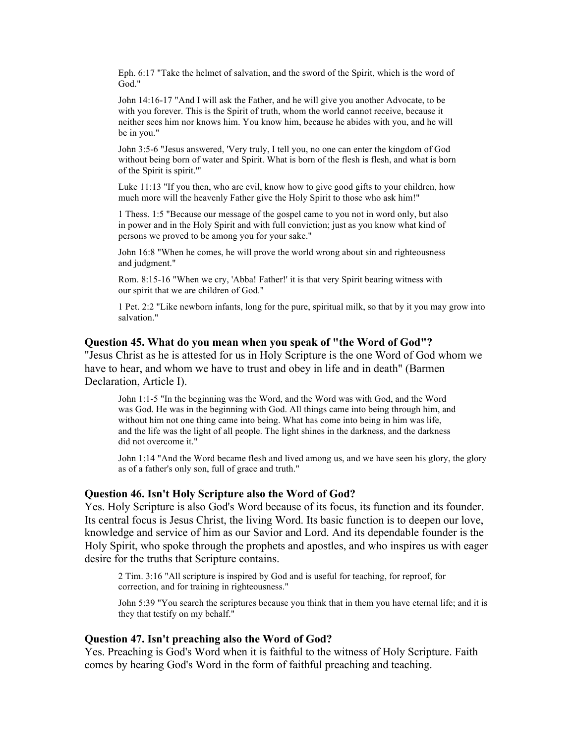Eph. 6:17 "Take the helmet of salvation, and the sword of the Spirit, which is the word of God."

John 14:16-17 "And I will ask the Father, and he will give you another Advocate, to be with you forever. This is the Spirit of truth, whom the world cannot receive, because it neither sees him nor knows him. You know him, because he abides with you, and he will be in you."

John 3:5-6 "Jesus answered, 'Very truly, I tell you, no one can enter the kingdom of God without being born of water and Spirit. What is born of the flesh is flesh, and what is born of the Spirit is spirit.'"

Luke 11:13 "If you then, who are evil, know how to give good gifts to your children, how much more will the heavenly Father give the Holy Spirit to those who ask him!"

1 Thess. 1:5 "Because our message of the gospel came to you not in word only, but also in power and in the Holy Spirit and with full conviction; just as you know what kind of persons we proved to be among you for your sake."

John 16:8 "When he comes, he will prove the world wrong about sin and righteousness and judgment."

Rom. 8:15-16 "When we cry, 'Abba! Father!' it is that very Spirit bearing witness with our spirit that we are children of God."

1 Pet. 2:2 "Like newborn infants, long for the pure, spiritual milk, so that by it you may grow into salvation."

### Question 45. What do you mean when you speak of "the Word of God"?

"Jesus Christ as he is attested for us in Holy Scripture is the one Word of God whom we have to hear, and whom we have to trust and obey in life and in death" (Barmen Declaration, Article I).

John 1:1-5 "In the beginning was the Word, and the Word was with God, and the Word was God. He was in the beginning with God. All things came into being through him, and without him not one thing came into being. What has come into being in him was life, and the life was the light of all people. The light shines in the darkness, and the darkness did not overcome it."

John 1:14 "And the Word became flesh and lived among us, and we have seen his glory, the glory as of a father's only son, full of grace and truth."

### Question 46. Isn't Holy Scripture also the Word of God?

Yes. Holy Scripture is also God's Word because of its focus, its function and its founder. Its central focus is Jesus Christ, the living Word. Its basic function is to deepen our love, knowledge and service of him as our Savior and Lord. And its dependable founder is the Holy Spirit, who spoke through the prophets and apostles, and who inspires us with eager desire for the truths that Scripture contains.

2 Tim. 3:16 "All scripture is inspired by God and is useful for teaching, for reproof, for correction, and for training in righteousness."

John 5:39 "You search the scriptures because you think that in them you have eternal life; and it is they that testify on my behalf."

### Question 47. Isn't preaching also the Word of God?

Yes. Preaching is God's Word when it is faithful to the witness of Holy Scripture. Faith comes by hearing God's Word in the form of faithful preaching and teaching.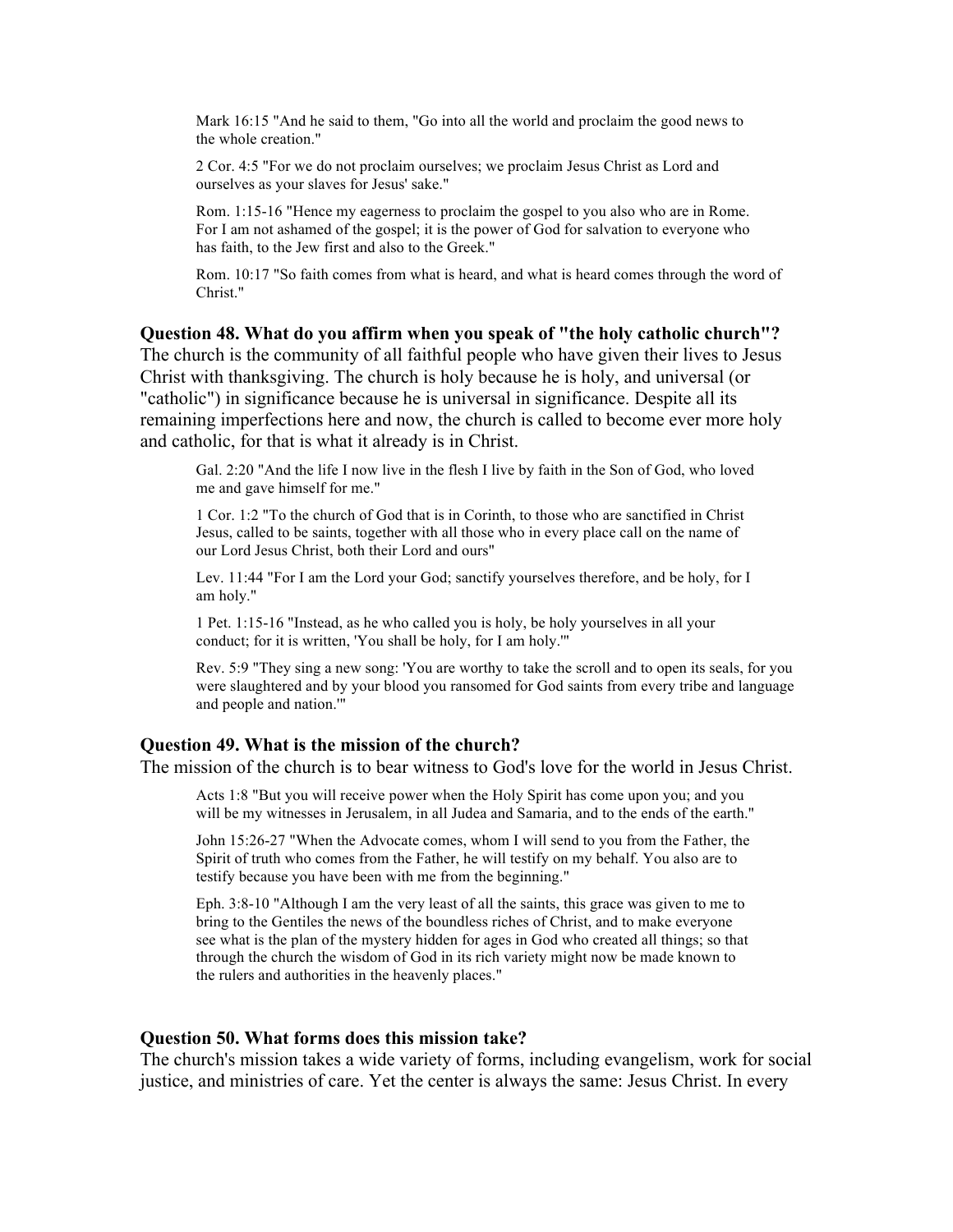> Mark 16:15 "And he said to them, "Go into all the world and proclaim the good news to the whole creation."
>
> 2 Cor. 4:5 "For we do not proclaim ourselves; we proclaim Jesus Christ as Lord and ourselves as your slaves for Jesus' sake."
>
> Rom. 1:15-16 "Hence my eagerness to proclaim the gospel to you also who are in Rome. For I am not ashamed of the gospel; it is the power of God for salvation to everyone who has faith, to the Jew first and also to the Greek."
>
> Rom. 10:17 "So faith comes from what is heard, and what is heard comes through the word of Christ."

**Question 48. What do you affirm when you speak of "the holy catholic church"?**
The church is the community of all faithful people who have given their lives to Jesus Christ with thanksgiving. The church is holy because he is holy, and universal (or "catholic") in significance because he is universal in significance. Despite all its remaining imperfections here and now, the church is called to become ever more holy and catholic, for that is what it already is in Christ.

> Gal. 2:20 "And the life I now live in the flesh I live by faith in the Son of God, who loved me and gave himself for me."
>
> 1 Cor. 1:2 "To the church of God that is in Corinth, to those who are sanctified in Christ Jesus, called to be saints, together with all those who in every place call on the name of our Lord Jesus Christ, both their Lord and ours"
>
> Lev. 11:44 "For I am the Lord your God; sanctify yourselves therefore, and be holy, for I am holy."
>
> 1 Pet. 1:15-16 "Instead, as he who called you is holy, be holy yourselves in all your conduct; for it is written, 'You shall be holy, for I am holy.'"
>
> Rev. 5:9 "They sing a new song: 'You are worthy to take the scroll and to open its seals, for you were slaughtered and by your blood you ransomed for God saints from every tribe and language and people and nation.'"

**Question 49. What is the mission of the church?**
The mission of the church is to bear witness to God's love for the world in Jesus Christ.

> Acts 1:8 "But you will receive power when the Holy Spirit has come upon you; and you will be my witnesses in Jerusalem, in all Judea and Samaria, and to the ends of the earth."
>
> John 15:26-27 "When the Advocate comes, whom I will send to you from the Father, the Spirit of truth who comes from the Father, he will testify on my behalf. You also are to testify because you have been with me from the beginning."
>
> Eph. 3:8-10 "Although I am the very least of all the saints, this grace was given to me to bring to the Gentiles the news of the boundless riches of Christ, and to make everyone see what is the plan of the mystery hidden for ages in God who created all things; so that through the church the wisdom of God in its rich variety might now be made known to the rulers and authorities in the heavenly places."

**Question 50. What forms does this mission take?**
The church's mission takes a wide variety of forms, including evangelism, work for social justice, and ministries of care. Yet the center is always the same: Jesus Christ. In every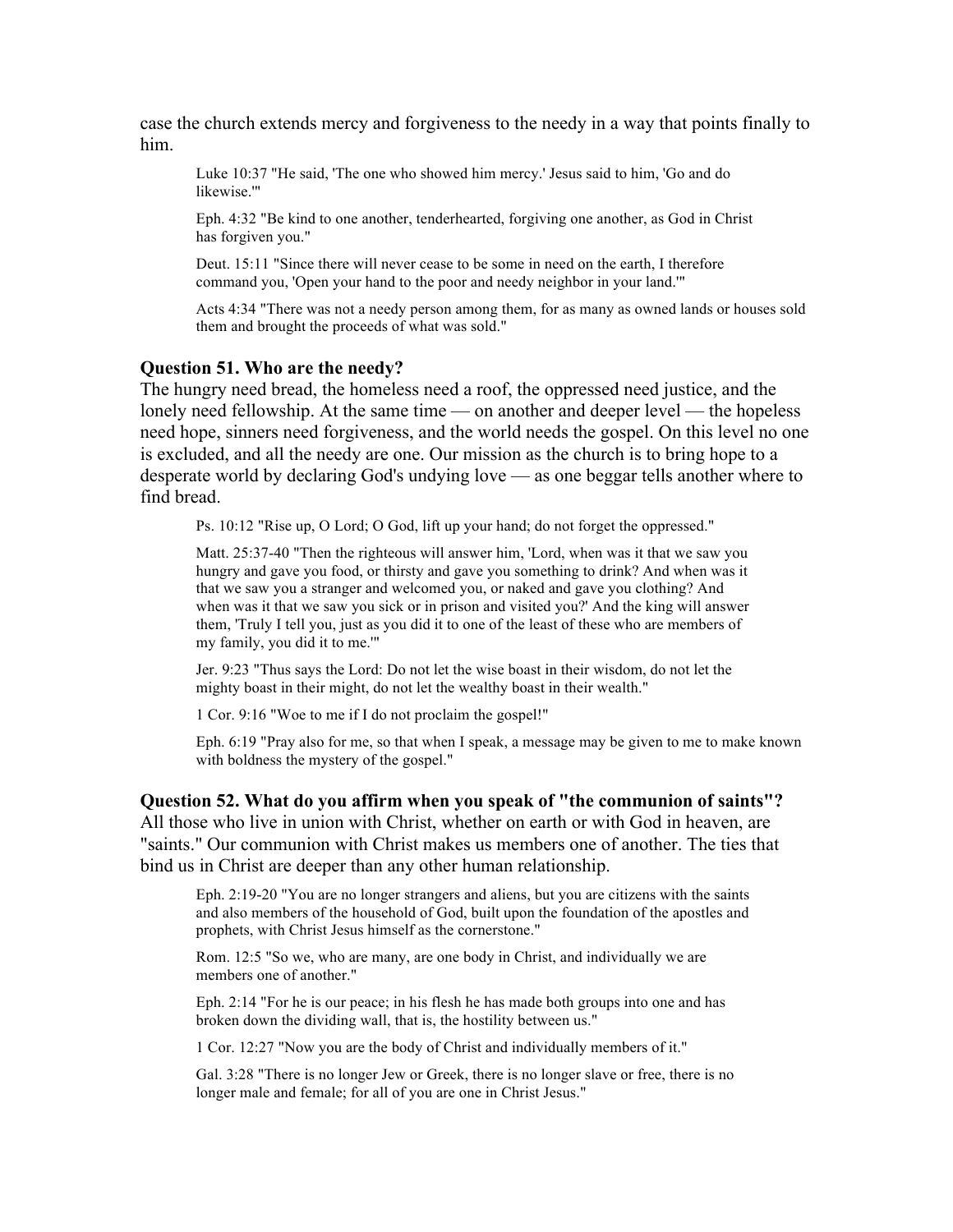case the church extends mercy and forgiveness to the needy in a way that points finally to him.

> Luke 10:37 "He said, 'The one who showed him mercy.' Jesus said to him, 'Go and do likewise.'"
>
> Eph. 4:32 "Be kind to one another, tenderhearted, forgiving one another, as God in Christ has forgiven you."
>
> Deut. 15:11 "Since there will never cease to be some in need on the earth, I therefore command you, 'Open your hand to the poor and needy neighbor in your land.'"
>
> Acts 4:34 "There was not a needy person among them, for as many as owned lands or houses sold them and brought the proceeds of what was sold."

**Question 51. Who are the needy?**

The hungry need bread, the homeless need a roof, the oppressed need justice, and the lonely need fellowship. At the same time — on another and deeper level — the hopeless need hope, sinners need forgiveness, and the world needs the gospel. On this level no one is excluded, and all the needy are one. Our mission as the church is to bring hope to a desperate world by declaring God's undying love — as one beggar tells another where to find bread.

> Ps. 10:12 "Rise up, O Lord; O God, lift up your hand; do not forget the oppressed."
>
> Matt. 25:37-40 "Then the righteous will answer him, 'Lord, when was it that we saw you hungry and gave you food, or thirsty and gave you something to drink? And when was it that we saw you a stranger and welcomed you, or naked and gave you clothing? And when was it that we saw you sick or in prison and visited you?' And the king will answer them, 'Truly I tell you, just as you did it to one of the least of these who are members of my family, you did it to me.'"
>
> Jer. 9:23 "Thus says the Lord: Do not let the wise boast in their wisdom, do not let the mighty boast in their might, do not let the wealthy boast in their wealth."
>
> 1 Cor. 9:16 "Woe to me if I do not proclaim the gospel!"
>
> Eph. 6:19 "Pray also for me, so that when I speak, a message may be given to me to make known with boldness the mystery of the gospel."

**Question 52. What do you affirm when you speak of "the communion of saints"?**

All those who live in union with Christ, whether on earth or with God in heaven, are "saints." Our communion with Christ makes us members one of another. The ties that bind us in Christ are deeper than any other human relationship.

> Eph. 2:19-20 "You are no longer strangers and aliens, but you are citizens with the saints and also members of the household of God, built upon the foundation of the apostles and prophets, with Christ Jesus himself as the cornerstone."
>
> Rom. 12:5 "So we, who are many, are one body in Christ, and individually we are members one of another."
>
> Eph. 2:14 "For he is our peace; in his flesh he has made both groups into one and has broken down the dividing wall, that is, the hostility between us."
>
> 1 Cor. 12:27 "Now you are the body of Christ and individually members of it."
>
> Gal. 3:28 "There is no longer Jew or Greek, there is no longer slave or free, there is no longer male and female; for all of you are one in Christ Jesus."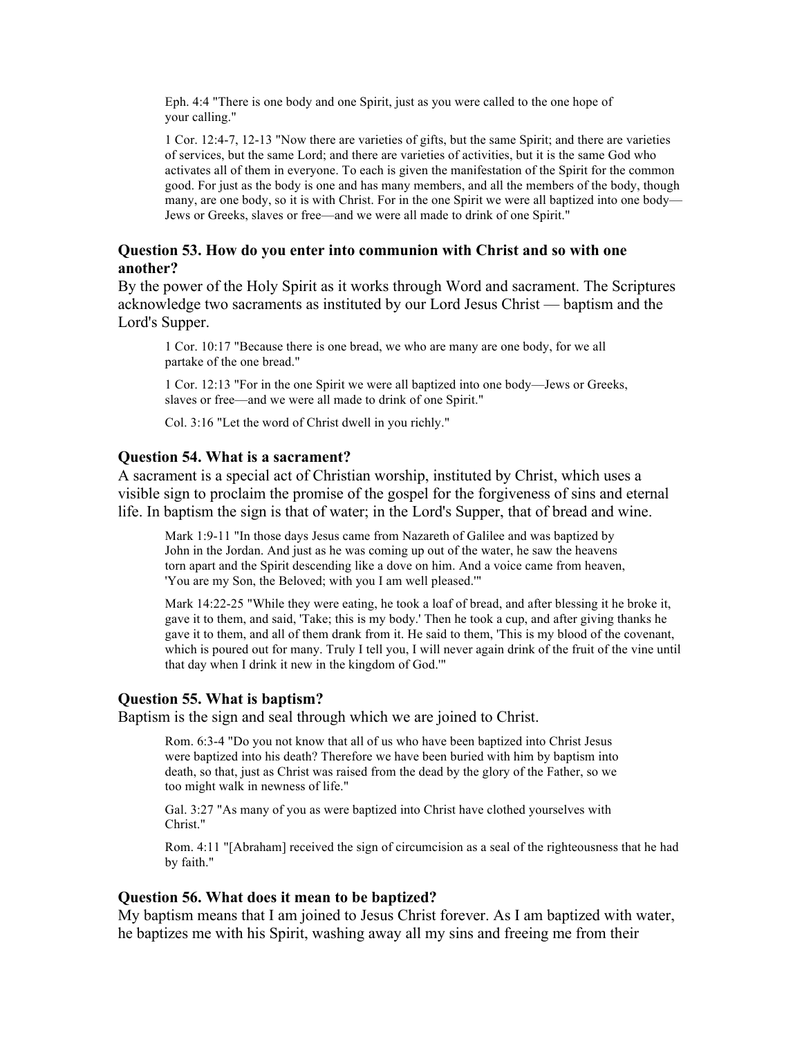> Eph. 4:4 "There is one body and one Spirit, just as you were called to the one hope of your calling."
>
> 1 Cor. 12:4-7, 12-13 "Now there are varieties of gifts, but the same Spirit; and there are varieties of services, but the same Lord; and there are varieties of activities, but it is the same God who activates all of them in everyone. To each is given the manifestation of the Spirit for the common good. For just as the body is one and has many members, and all the members of the body, though many, are one body, so it is with Christ. For in the one Spirit we were all baptized into one body—Jews or Greeks, slaves or free—and we were all made to drink of one Spirit."

### Question 53. How do you enter into communion with Christ and so with one another?

By the power of the Holy Spirit as it works through Word and sacrament. The Scriptures acknowledge two sacraments as instituted by our Lord Jesus Christ — baptism and the Lord's Supper.

> 1 Cor. 10:17 "Because there is one bread, we who are many are one body, for we all partake of the one bread."
>
> 1 Cor. 12:13 "For in the one Spirit we were all baptized into one body—Jews or Greeks, slaves or free—and we were all made to drink of one Spirit."
>
> Col. 3:16 "Let the word of Christ dwell in you richly."

### Question 54. What is a sacrament?

A sacrament is a special act of Christian worship, instituted by Christ, which uses a visible sign to proclaim the promise of the gospel for the forgiveness of sins and eternal life. In baptism the sign is that of water; in the Lord's Supper, that of bread and wine.

> Mark 1:9-11 "In those days Jesus came from Nazareth of Galilee and was baptized by John in the Jordan. And just as he was coming up out of the water, he saw the heavens torn apart and the Spirit descending like a dove on him. And a voice came from heaven, 'You are my Son, the Beloved; with you I am well pleased.'"
>
> Mark 14:22-25 "While they were eating, he took a loaf of bread, and after blessing it he broke it, gave it to them, and said, 'Take; this is my body.' Then he took a cup, and after giving thanks he gave it to them, and all of them drank from it. He said to them, 'This is my blood of the covenant, which is poured out for many. Truly I tell you, I will never again drink of the fruit of the vine until that day when I drink it new in the kingdom of God.'"

### Question 55. What is baptism?

Baptism is the sign and seal through which we are joined to Christ.

> Rom. 6:3-4 "Do you not know that all of us who have been baptized into Christ Jesus were baptized into his death? Therefore we have been buried with him by baptism into death, so that, just as Christ was raised from the dead by the glory of the Father, so we too might walk in newness of life."
>
> Gal. 3:27 "As many of you as were baptized into Christ have clothed yourselves with Christ."
>
> Rom. 4:11 "[Abraham] received the sign of circumcision as a seal of the righteousness that he had by faith."

### Question 56. What does it mean to be baptized?

My baptism means that I am joined to Jesus Christ forever. As I am baptized with water, he baptizes me with his Spirit, washing away all my sins and freeing me from their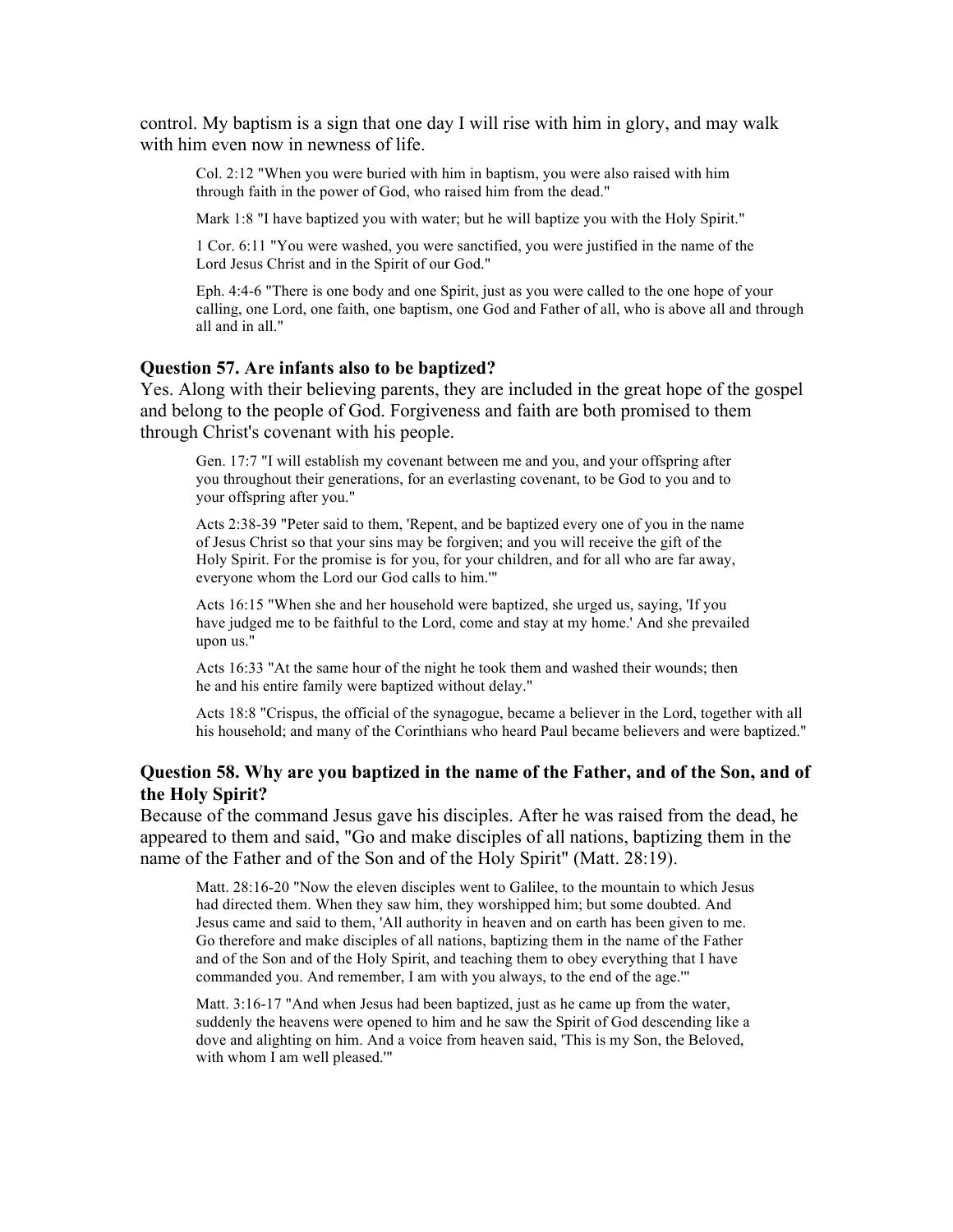control. My baptism is a sign that one day I will rise with him in glory, and may walk with him even now in newness of life.

> Col. 2:12 "When you were buried with him in baptism, you were also raised with him through faith in the power of God, who raised him from the dead."
>
> Mark 1:8 "I have baptized you with water; but he will baptize you with the Holy Spirit."
>
> 1 Cor. 6:11 "You were washed, you were sanctified, you were justified in the name of the Lord Jesus Christ and in the Spirit of our God."
>
> Eph. 4:4-6 "There is one body and one Spirit, just as you were called to the one hope of your calling, one Lord, one faith, one baptism, one God and Father of all, who is above all and through all and in all."

### Question 57. Are infants also to be baptized?

Yes. Along with their believing parents, they are included in the great hope of the gospel and belong to the people of God. Forgiveness and faith are both promised to them through Christ's covenant with his people.

> Gen. 17:7 "I will establish my covenant between me and you, and your offspring after you throughout their generations, for an everlasting covenant, to be God to you and to your offspring after you."
>
> Acts 2:38-39 "Peter said to them, 'Repent, and be baptized every one of you in the name of Jesus Christ so that your sins may be forgiven; and you will receive the gift of the Holy Spirit. For the promise is for you, for your children, and for all who are far away, everyone whom the Lord our God calls to him.'"
>
> Acts 16:15 "When she and her household were baptized, she urged us, saying, 'If you have judged me to be faithful to the Lord, come and stay at my home.' And she prevailed upon us."
>
> Acts 16:33 "At the same hour of the night he took them and washed their wounds; then he and his entire family were baptized without delay."
>
> Acts 18:8 "Crispus, the official of the synagogue, became a believer in the Lord, together with all his household; and many of the Corinthians who heard Paul became believers and were baptized."

### Question 58. Why are you baptized in the name of the Father, and of the Son, and of the Holy Spirit?

Because of the command Jesus gave his disciples. After he was raised from the dead, he appeared to them and said, "Go and make disciples of all nations, baptizing them in the name of the Father and of the Son and of the Holy Spirit" (Matt. 28:19).

> Matt. 28:16-20 "Now the eleven disciples went to Galilee, to the mountain to which Jesus had directed them. When they saw him, they worshipped him; but some doubted. And Jesus came and said to them, 'All authority in heaven and on earth has been given to me. Go therefore and make disciples of all nations, baptizing them in the name of the Father and of the Son and of the Holy Spirit, and teaching them to obey everything that I have commanded you. And remember, I am with you always, to the end of the age.'"
>
> Matt. 3:16-17 "And when Jesus had been baptized, just as he came up from the water, suddenly the heavens were opened to him and he saw the Spirit of God descending like a dove and alighting on him. And a voice from heaven said, 'This is my Son, the Beloved, with whom I am well pleased.'"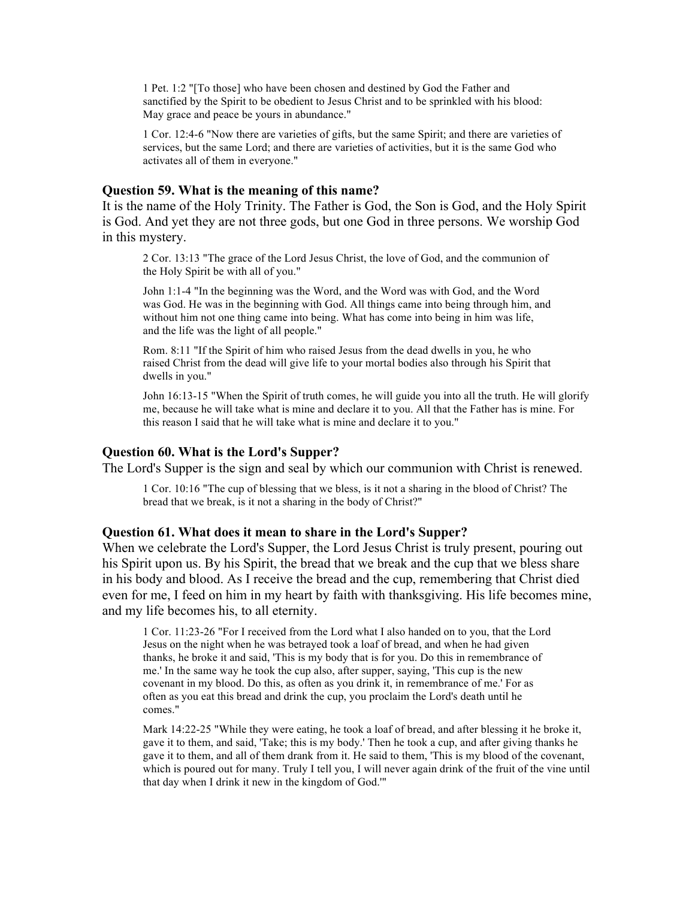> 1 Pet. 1:2 "[To those] who have been chosen and destined by God the Father and sanctified by the Spirit to be obedient to Jesus Christ and to be sprinkled with his blood: May grace and peace be yours in abundance."
>
> 1 Cor. 12:4-6 "Now there are varieties of gifts, but the same Spirit; and there are varieties of services, but the same Lord; and there are varieties of activities, but it is the same God who activates all of them in everyone."

### Question 59. What is the meaning of this name?

It is the name of the Holy Trinity. The Father is God, the Son is God, and the Holy Spirit is God. And yet they are not three gods, but one God in three persons. We worship God in this mystery.

> 2 Cor. 13:13 "The grace of the Lord Jesus Christ, the love of God, and the communion of the Holy Spirit be with all of you."
>
> John 1:1-4 "In the beginning was the Word, and the Word was with God, and the Word was God. He was in the beginning with God. All things came into being through him, and without him not one thing came into being. What has come into being in him was life, and the life was the light of all people."
>
> Rom. 8:11 "If the Spirit of him who raised Jesus from the dead dwells in you, he who raised Christ from the dead will give life to your mortal bodies also through his Spirit that dwells in you."
>
> John 16:13-15 "When the Spirit of truth comes, he will guide you into all the truth. He will glorify me, because he will take what is mine and declare it to you. All that the Father has is mine. For this reason I said that he will take what is mine and declare it to you."

### Question 60. What is the Lord's Supper?

The Lord's Supper is the sign and seal by which our communion with Christ is renewed.

> 1 Cor. 10:16 "The cup of blessing that we bless, is it not a sharing in the blood of Christ? The bread that we break, is it not a sharing in the body of Christ?"

### Question 61. What does it mean to share in the Lord's Supper?

When we celebrate the Lord's Supper, the Lord Jesus Christ is truly present, pouring out his Spirit upon us. By his Spirit, the bread that we break and the cup that we bless share in his body and blood. As I receive the bread and the cup, remembering that Christ died even for me, I feed on him in my heart by faith with thanksgiving. His life becomes mine, and my life becomes his, to all eternity.

> 1 Cor. 11:23-26 "For I received from the Lord what I also handed on to you, that the Lord Jesus on the night when he was betrayed took a loaf of bread, and when he had given thanks, he broke it and said, 'This is my body that is for you. Do this in remembrance of me.' In the same way he took the cup also, after supper, saying, 'This cup is the new covenant in my blood. Do this, as often as you drink it, in remembrance of me.' For as often as you eat this bread and drink the cup, you proclaim the Lord's death until he comes."
>
> Mark 14:22-25 "While they were eating, he took a loaf of bread, and after blessing it he broke it, gave it to them, and said, 'Take; this is my body.' Then he took a cup, and after giving thanks he gave it to them, and all of them drank from it. He said to them, 'This is my blood of the covenant, which is poured out for many. Truly I tell you, I will never again drink of the fruit of the vine until that day when I drink it new in the kingdom of God.'"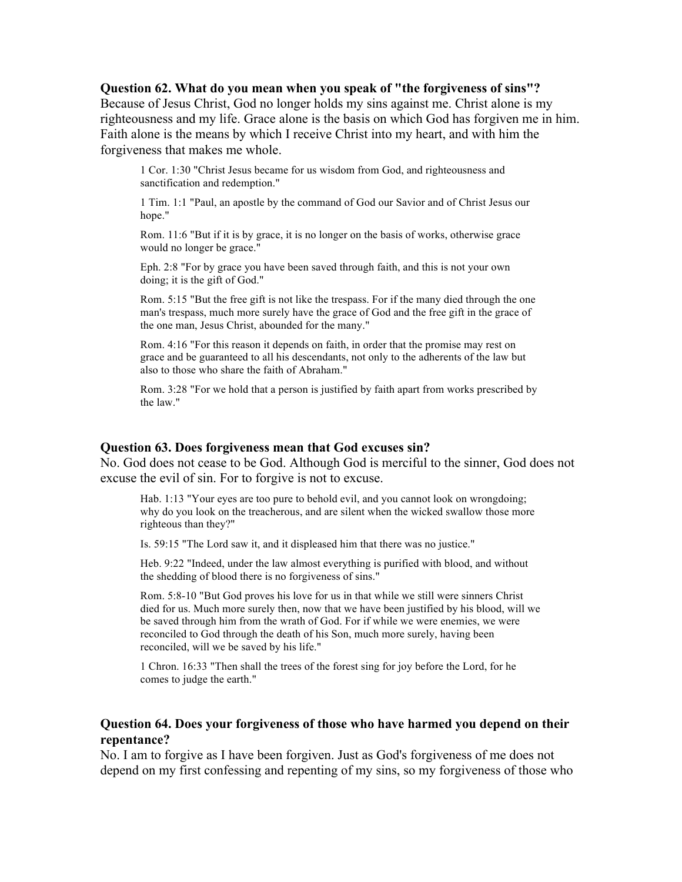**Question 62. What do you mean when you speak of "the forgiveness of sins"?**
Because of Jesus Christ, God no longer holds my sins against me. Christ alone is my righteousness and my life. Grace alone is the basis on which God has forgiven me in him. Faith alone is the means by which I receive Christ into my heart, and with him the forgiveness that makes me whole.

> 1 Cor. 1:30 "Christ Jesus became for us wisdom from God, and righteousness and sanctification and redemption."
>
> 1 Tim. 1:1 "Paul, an apostle by the command of God our Savior and of Christ Jesus our hope."
>
> Rom. 11:6 "But if it is by grace, it is no longer on the basis of works, otherwise grace would no longer be grace."
>
> Eph. 2:8 "For by grace you have been saved through faith, and this is not your own doing; it is the gift of God."
>
> Rom. 5:15 "But the free gift is not like the trespass. For if the many died through the one man's trespass, much more surely have the grace of God and the free gift in the grace of the one man, Jesus Christ, abounded for the many."
>
> Rom. 4:16 "For this reason it depends on faith, in order that the promise may rest on grace and be guaranteed to all his descendants, not only to the adherents of the law but also to those who share the faith of Abraham."
>
> Rom. 3:28 "For we hold that a person is justified by faith apart from works prescribed by the law."

**Question 63. Does forgiveness mean that God excuses sin?**
No. God does not cease to be God. Although God is merciful to the sinner, God does not excuse the evil of sin. For to forgive is not to excuse.

> Hab. 1:13 "Your eyes are too pure to behold evil, and you cannot look on wrongdoing; why do you look on the treacherous, and are silent when the wicked swallow those more righteous than they?"
>
> Is. 59:15 "The Lord saw it, and it displeased him that there was no justice."
>
> Heb. 9:22 "Indeed, under the law almost everything is purified with blood, and without the shedding of blood there is no forgiveness of sins."
>
> Rom. 5:8-10 "But God proves his love for us in that while we still were sinners Christ died for us. Much more surely then, now that we have been justified by his blood, will we be saved through him from the wrath of God. For if while we were enemies, we were reconciled to God through the death of his Son, much more surely, having been reconciled, will we be saved by his life."
>
> 1 Chron. 16:33 "Then shall the trees of the forest sing for joy before the Lord, for he comes to judge the earth."

**Question 64. Does your forgiveness of those who have harmed you depend on their repentance?**
No. I am to forgive as I have been forgiven. Just as God's forgiveness of me does not depend on my first confessing and repenting of my sins, so my forgiveness of those who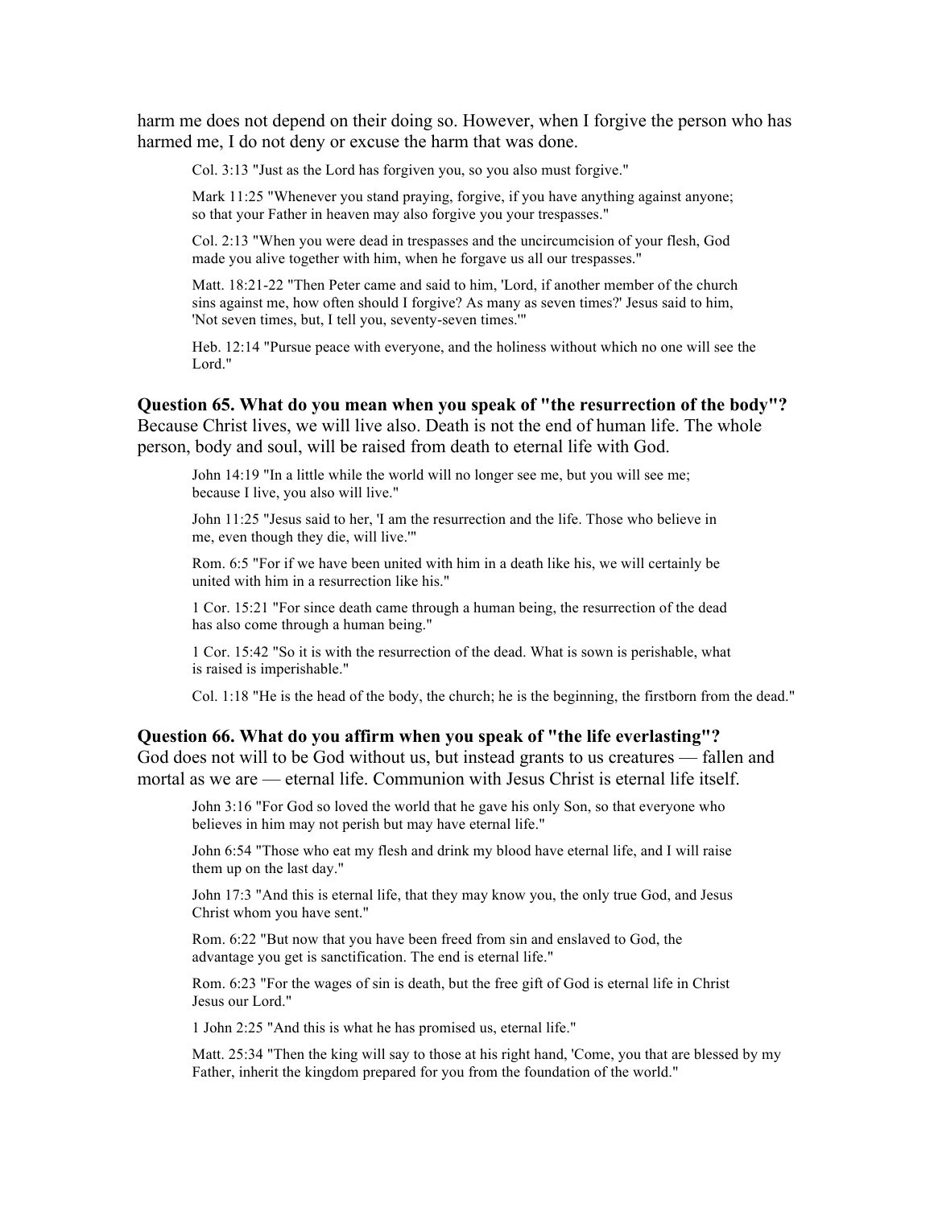harm me does not depend on their doing so. However, when I forgive the person who has harmed me, I do not deny or excuse the harm that was done.

> Col. 3:13 "Just as the Lord has forgiven you, so you also must forgive."
>
> Mark 11:25 "Whenever you stand praying, forgive, if you have anything against anyone; so that your Father in heaven may also forgive you your trespasses."
>
> Col. 2:13 "When you were dead in trespasses and the uncircumcision of your flesh, God made you alive together with him, when he forgave us all our trespasses."
>
> Matt. 18:21-22 "Then Peter came and said to him, 'Lord, if another member of the church sins against me, how often should I forgive? As many as seven times?' Jesus said to him, 'Not seven times, but, I tell you, seventy-seven times.'"
>
> Heb. 12:14 "Pursue peace with everyone, and the holiness without which no one will see the Lord."

**Question 65. What do you mean when you speak of "the resurrection of the body"?**
Because Christ lives, we will live also. Death is not the end of human life. The whole person, body and soul, will be raised from death to eternal life with God.

> John 14:19 "In a little while the world will no longer see me, but you will see me; because I live, you also will live."
>
> John 11:25 "Jesus said to her, 'I am the resurrection and the life. Those who believe in me, even though they die, will live.'"
>
> Rom. 6:5 "For if we have been united with him in a death like his, we will certainly be united with him in a resurrection like his."
>
> 1 Cor. 15:21 "For since death came through a human being, the resurrection of the dead has also come through a human being."
>
> 1 Cor. 15:42 "So it is with the resurrection of the dead. What is sown is perishable, what is raised is imperishable."
>
> Col. 1:18 "He is the head of the body, the church; he is the beginning, the firstborn from the dead."

**Question 66. What do you affirm when you speak of "the life everlasting"?**
God does not will to be God without us, but instead grants to us creatures — fallen and mortal as we are — eternal life. Communion with Jesus Christ is eternal life itself.

> John 3:16 "For God so loved the world that he gave his only Son, so that everyone who believes in him may not perish but may have eternal life."
>
> John 6:54 "Those who eat my flesh and drink my blood have eternal life, and I will raise them up on the last day."
>
> John 17:3 "And this is eternal life, that they may know you, the only true God, and Jesus Christ whom you have sent."
>
> Rom. 6:22 "But now that you have been freed from sin and enslaved to God, the advantage you get is sanctification. The end is eternal life."
>
> Rom. 6:23 "For the wages of sin is death, but the free gift of God is eternal life in Christ Jesus our Lord."
>
> 1 John 2:25 "And this is what he has promised us, eternal life."
>
> Matt. 25:34 "Then the king will say to those at his right hand, 'Come, you that are blessed by my Father, inherit the kingdom prepared for you from the foundation of the world."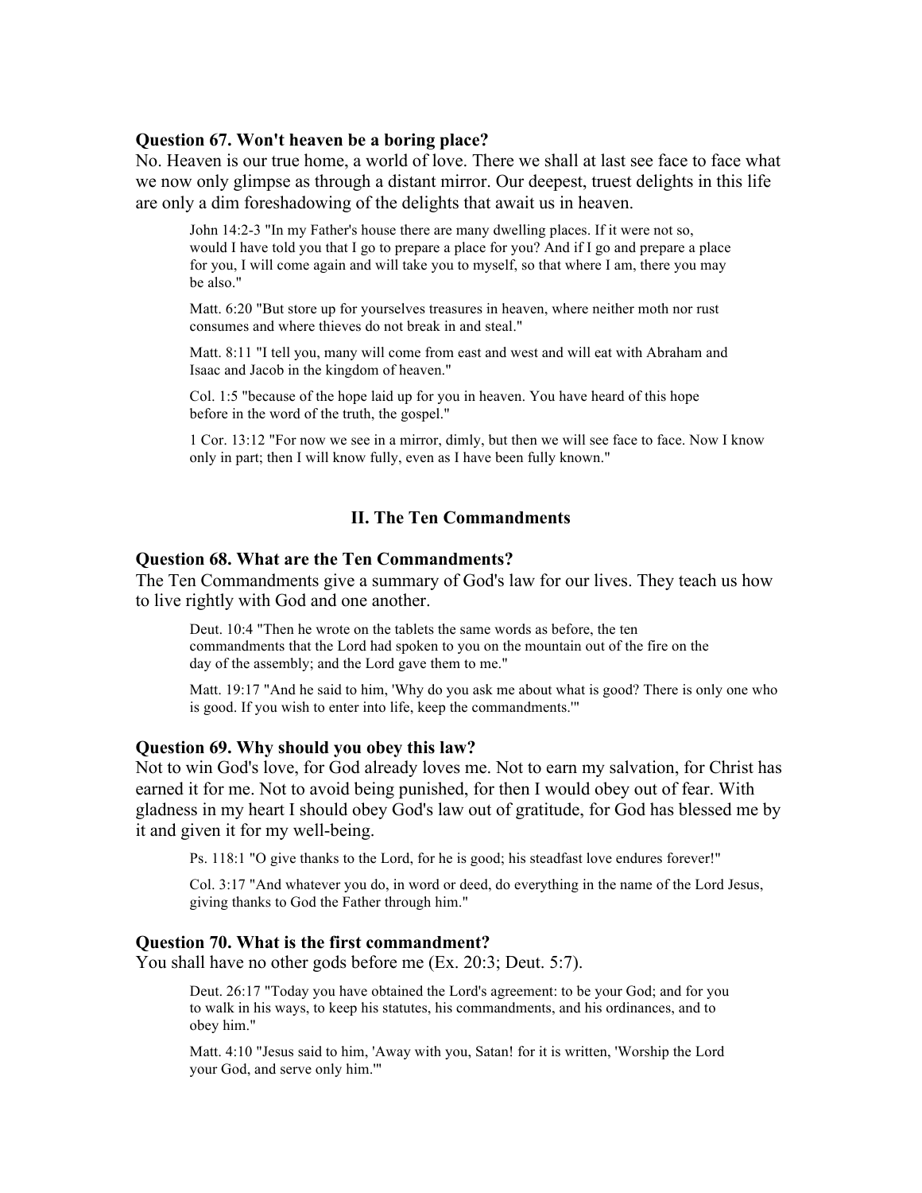### Question 67. Won't heaven be a boring place?

No. Heaven is our true home, a world of love. There we shall at last see face to face what we now only glimpse as through a distant mirror. Our deepest, truest delights in this life are only a dim foreshadowing of the delights that await us in heaven.

> John 14:2-3 "In my Father's house there are many dwelling places. If it were not so, would I have told you that I go to prepare a place for you? And if I go and prepare a place for you, I will come again and will take you to myself, so that where I am, there you may be also."
>
> Matt. 6:20 "But store up for yourselves treasures in heaven, where neither moth nor rust consumes and where thieves do not break in and steal."
>
> Matt. 8:11 "I tell you, many will come from east and west and will eat with Abraham and Isaac and Jacob in the kingdom of heaven."
>
> Col. 1:5 "because of the hope laid up for you in heaven. You have heard of this hope before in the word of the truth, the gospel."
>
> 1 Cor. 13:12 "For now we see in a mirror, dimly, but then we will see face to face. Now I know only in part; then I will know fully, even as I have been fully known."

## II. The Ten Commandments

### Question 68. What are the Ten Commandments?

The Ten Commandments give a summary of God's law for our lives. They teach us how to live rightly with God and one another.

> Deut. 10:4 "Then he wrote on the tablets the same words as before, the ten commandments that the Lord had spoken to you on the mountain out of the fire on the day of the assembly; and the Lord gave them to me."
>
> Matt. 19:17 "And he said to him, 'Why do you ask me about what is good? There is only one who is good. If you wish to enter into life, keep the commandments.'"

### Question 69. Why should you obey this law?

Not to win God's love, for God already loves me. Not to earn my salvation, for Christ has earned it for me. Not to avoid being punished, for then I would obey out of fear. With gladness in my heart I should obey God's law out of gratitude, for God has blessed me by it and given it for my well-being.

> Ps. 118:1 "O give thanks to the Lord, for he is good; his steadfast love endures forever!"
>
> Col. 3:17 "And whatever you do, in word or deed, do everything in the name of the Lord Jesus, giving thanks to God the Father through him."

### Question 70. What is the first commandment?

You shall have no other gods before me (Ex. 20:3; Deut. 5:7).

> Deut. 26:17 "Today you have obtained the Lord's agreement: to be your God; and for you to walk in his ways, to keep his statutes, his commandments, and his ordinances, and to obey him."
>
> Matt. 4:10 "Jesus said to him, 'Away with you, Satan! for it is written, 'Worship the Lord your God, and serve only him.'"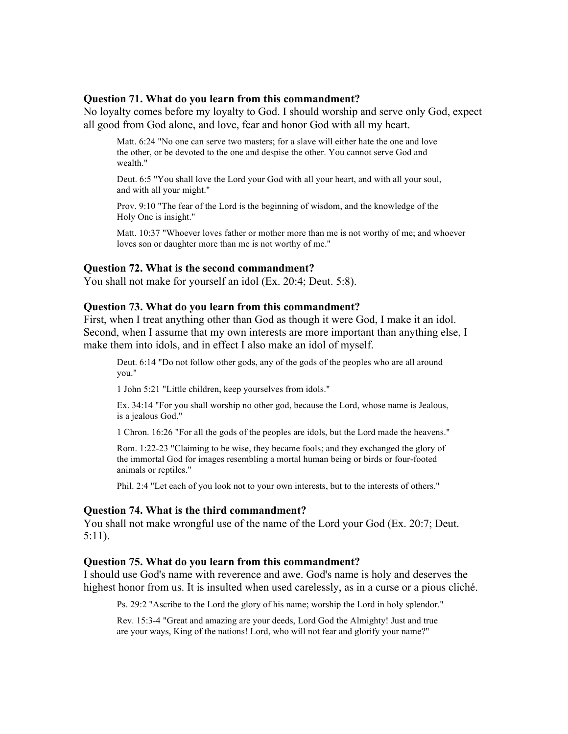### Question 71. What do you learn from this commandment?

No loyalty comes before my loyalty to God. I should worship and serve only God, expect all good from God alone, and love, fear and honor God with all my heart.

> Matt. 6:24 "No one can serve two masters; for a slave will either hate the one and love the other, or be devoted to the one and despise the other. You cannot serve God and wealth."
>
> Deut. 6:5 "You shall love the Lord your God with all your heart, and with all your soul, and with all your might."
>
> Prov. 9:10 "The fear of the Lord is the beginning of wisdom, and the knowledge of the Holy One is insight."
>
> Matt. 10:37 "Whoever loves father or mother more than me is not worthy of me; and whoever loves son or daughter more than me is not worthy of me."

### Question 72. What is the second commandment?

You shall not make for yourself an idol (Ex. 20:4; Deut. 5:8).

### Question 73. What do you learn from this commandment?

First, when I treat anything other than God as though it were God, I make it an idol. Second, when I assume that my own interests are more important than anything else, I make them into idols, and in effect I also make an idol of myself.

> Deut. 6:14 "Do not follow other gods, any of the gods of the peoples who are all around you."
>
> 1 John 5:21 "Little children, keep yourselves from idols."
>
> Ex. 34:14 "For you shall worship no other god, because the Lord, whose name is Jealous, is a jealous God."
>
> 1 Chron. 16:26 "For all the gods of the peoples are idols, but the Lord made the heavens."
>
> Rom. 1:22-23 "Claiming to be wise, they became fools; and they exchanged the glory of the immortal God for images resembling a mortal human being or birds or four-footed animals or reptiles."
>
> Phil. 2:4 "Let each of you look not to your own interests, but to the interests of others."

### Question 74. What is the third commandment?

You shall not make wrongful use of the name of the Lord your God (Ex. 20:7; Deut. 5:11).

### Question 75. What do you learn from this commandment?

I should use God's name with reverence and awe. God's name is holy and deserves the highest honor from us. It is insulted when used carelessly, as in a curse or a pious cliché.

> Ps. 29:2 "Ascribe to the Lord the glory of his name; worship the Lord in holy splendor."
>
> Rev. 15:3-4 "Great and amazing are your deeds, Lord God the Almighty! Just and true are your ways, King of the nations! Lord, who will not fear and glorify your name?"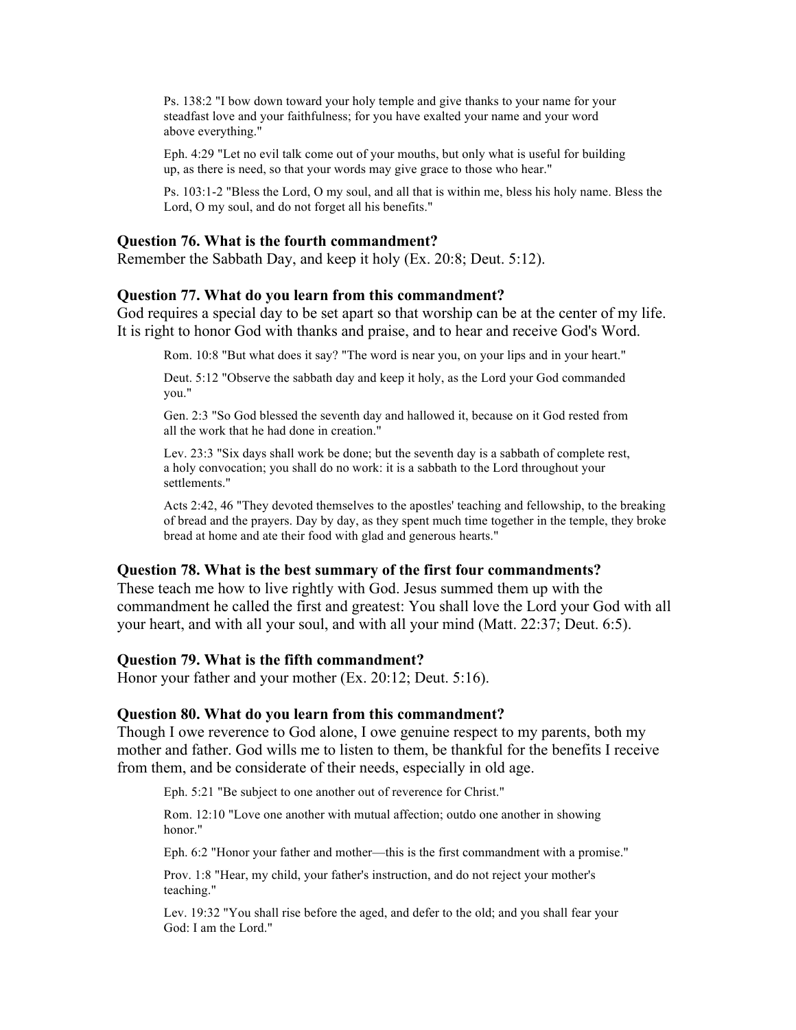Ps. 138:2 "I bow down toward your holy temple and give thanks to your name for your steadfast love and your faithfulness; for you have exalted your name and your word above everything."

Eph. 4:29 "Let no evil talk come out of your mouths, but only what is useful for building up, as there is need, so that your words may give grace to those who hear."

Ps. 103:1-2 "Bless the Lord, O my soul, and all that is within me, bless his holy name. Bless the Lord, O my soul, and do not forget all his benefits."

### Question 76. What is the fourth commandment?

Remember the Sabbath Day, and keep it holy (Ex. 20:8; Deut. 5:12).

### Question 77. What do you learn from this commandment?

God requires a special day to be set apart so that worship can be at the center of my life. It is right to honor God with thanks and praise, and to hear and receive God's Word.

Rom. 10:8 "But what does it say? "The word is near you, on your lips and in your heart."

Deut. 5:12 "Observe the sabbath day and keep it holy, as the Lord your God commanded you."

Gen. 2:3 "So God blessed the seventh day and hallowed it, because on it God rested from all the work that he had done in creation."

Lev. 23:3 "Six days shall work be done; but the seventh day is a sabbath of complete rest, a holy convocation; you shall do no work: it is a sabbath to the Lord throughout your settlements."

Acts 2:42, 46 "They devoted themselves to the apostles' teaching and fellowship, to the breaking of bread and the prayers. Day by day, as they spent much time together in the temple, they broke bread at home and ate their food with glad and generous hearts."

### Question 78. What is the best summary of the first four commandments?

These teach me how to live rightly with God. Jesus summed them up with the commandment he called the first and greatest: You shall love the Lord your God with all your heart, and with all your soul, and with all your mind (Matt. 22:37; Deut. 6:5).

### Question 79. What is the fifth commandment?

Honor your father and your mother (Ex. 20:12; Deut. 5:16).

### Question 80. What do you learn from this commandment?

Though I owe reverence to God alone, I owe genuine respect to my parents, both my mother and father. God wills me to listen to them, be thankful for the benefits I receive from them, and be considerate of their needs, especially in old age.

Eph. 5:21 "Be subject to one another out of reverence for Christ."

Rom. 12:10 "Love one another with mutual affection; outdo one another in showing honor."

Eph. 6:2 "Honor your father and mother—this is the first commandment with a promise."

Prov. 1:8 "Hear, my child, your father's instruction, and do not reject your mother's teaching."

Lev. 19:32 "You shall rise before the aged, and defer to the old; and you shall fear your God: I am the Lord."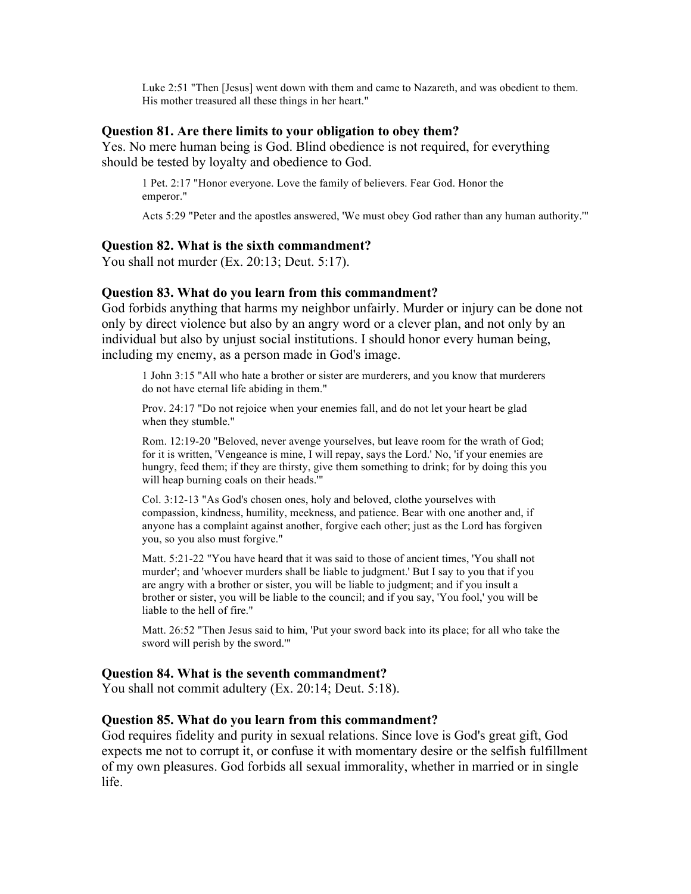> Luke 2:51 "Then [Jesus] went down with them and came to Nazareth, and was obedient to them. His mother treasured all these things in her heart."

### Question 81. Are there limits to your obligation to obey them?

Yes. No mere human being is God. Blind obedience is not required, for everything should be tested by loyalty and obedience to God.

> 1 Pet. 2:17 "Honor everyone. Love the family of believers. Fear God. Honor the emperor."
>
> Acts 5:29 "Peter and the apostles answered, 'We must obey God rather than any human authority.'"

### Question 82. What is the sixth commandment?

You shall not murder (Ex. 20:13; Deut. 5:17).

### Question 83. What do you learn from this commandment?

God forbids anything that harms my neighbor unfairly. Murder or injury can be done not only by direct violence but also by an angry word or a clever plan, and not only by an individual but also by unjust social institutions. I should honor every human being, including my enemy, as a person made in God's image.

> 1 John 3:15 "All who hate a brother or sister are murderers, and you know that murderers do not have eternal life abiding in them."
>
> Prov. 24:17 "Do not rejoice when your enemies fall, and do not let your heart be glad when they stumble."
>
> Rom. 12:19-20 "Beloved, never avenge yourselves, but leave room for the wrath of God; for it is written, 'Vengeance is mine, I will repay, says the Lord.' No, 'if your enemies are hungry, feed them; if they are thirsty, give them something to drink; for by doing this you will heap burning coals on their heads.'"
>
> Col. 3:12-13 "As God's chosen ones, holy and beloved, clothe yourselves with compassion, kindness, humility, meekness, and patience. Bear with one another and, if anyone has a complaint against another, forgive each other; just as the Lord has forgiven you, so you also must forgive."
>
> Matt. 5:21-22 "You have heard that it was said to those of ancient times, 'You shall not murder'; and 'whoever murders shall be liable to judgment.' But I say to you that if you are angry with a brother or sister, you will be liable to judgment; and if you insult a brother or sister, you will be liable to the council; and if you say, 'You fool,' you will be liable to the hell of fire."
>
> Matt. 26:52 "Then Jesus said to him, 'Put your sword back into its place; for all who take the sword will perish by the sword.'"

### Question 84. What is the seventh commandment?

You shall not commit adultery (Ex. 20:14; Deut. 5:18).

### Question 85. What do you learn from this commandment?

God requires fidelity and purity in sexual relations. Since love is God's great gift, God expects me not to corrupt it, or confuse it with momentary desire or the selfish fulfillment of my own pleasures. God forbids all sexual immorality, whether in married or in single life.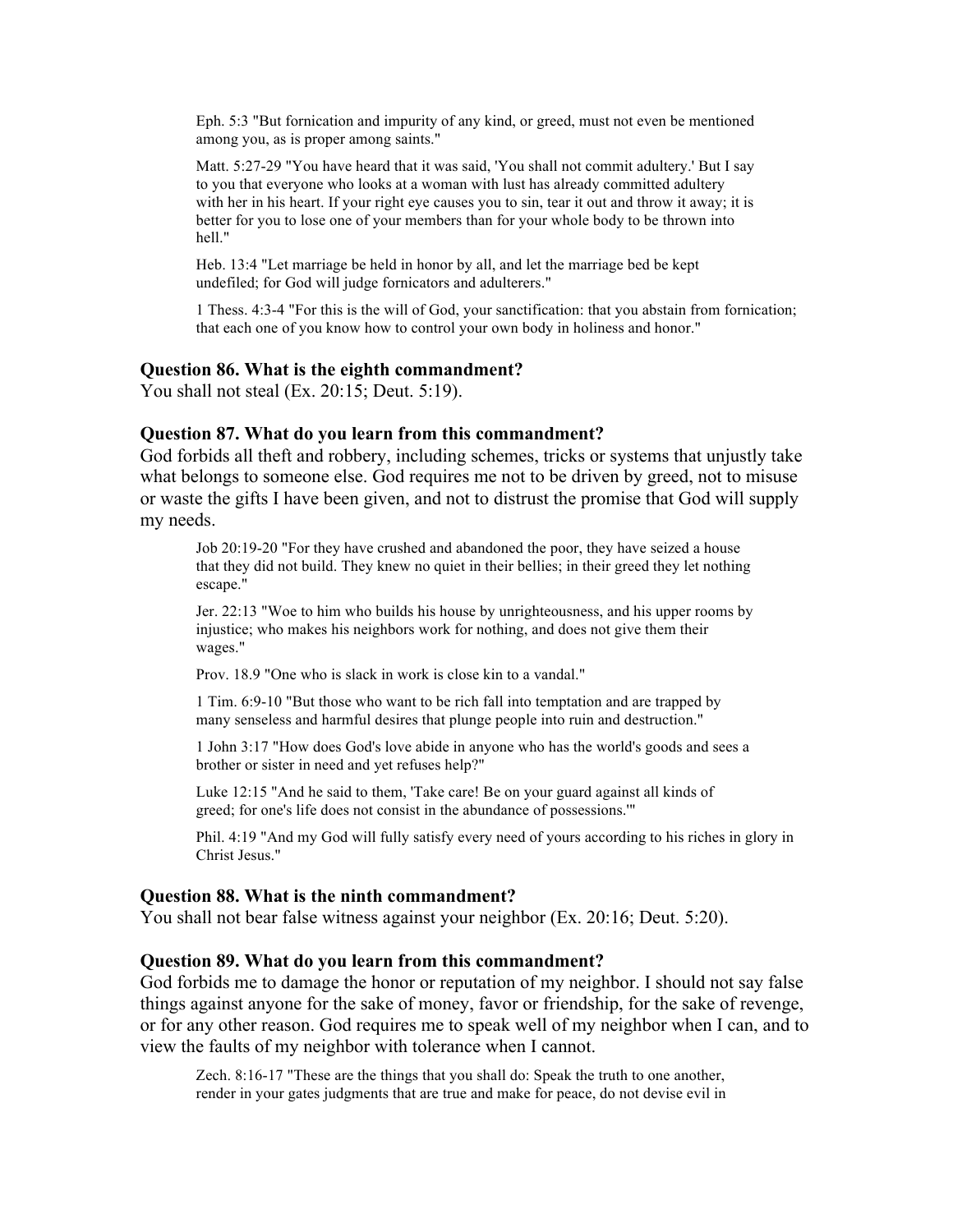Eph. 5:3 "But fornication and impurity of any kind, or greed, must not even be mentioned among you, as is proper among saints."

Matt. 5:27-29 "You have heard that it was said, 'You shall not commit adultery.' But I say to you that everyone who looks at a woman with lust has already committed adultery with her in his heart. If your right eye causes you to sin, tear it out and throw it away; it is better for you to lose one of your members than for your whole body to be thrown into hell."

Heb. 13:4 "Let marriage be held in honor by all, and let the marriage bed be kept undefiled; for God will judge fornicators and adulterers."

1 Thess. 4:3-4 "For this is the will of God, your sanctification: that you abstain from fornication; that each one of you know how to control your own body in holiness and honor."

### Question 86. What is the eighth commandment?

You shall not steal (Ex. 20:15; Deut. 5:19).

### Question 87. What do you learn from this commandment?

God forbids all theft and robbery, including schemes, tricks or systems that unjustly take what belongs to someone else. God requires me not to be driven by greed, not to misuse or waste the gifts I have been given, and not to distrust the promise that God will supply my needs.

Job 20:19-20 "For they have crushed and abandoned the poor, they have seized a house that they did not build. They knew no quiet in their bellies; in their greed they let nothing escape."

Jer. 22:13 "Woe to him who builds his house by unrighteousness, and his upper rooms by injustice; who makes his neighbors work for nothing, and does not give them their wages."

Prov. 18.9 "One who is slack in work is close kin to a vandal."

1 Tim. 6:9-10 "But those who want to be rich fall into temptation and are trapped by many senseless and harmful desires that plunge people into ruin and destruction."

1 John 3:17 "How does God's love abide in anyone who has the world's goods and sees a brother or sister in need and yet refuses help?"

Luke 12:15 "And he said to them, 'Take care! Be on your guard against all kinds of greed; for one's life does not consist in the abundance of possessions.'"

Phil. 4:19 "And my God will fully satisfy every need of yours according to his riches in glory in Christ Jesus."

### Question 88. What is the ninth commandment?

You shall not bear false witness against your neighbor (Ex. 20:16; Deut. 5:20).

### Question 89. What do you learn from this commandment?

God forbids me to damage the honor or reputation of my neighbor. I should not say false things against anyone for the sake of money, favor or friendship, for the sake of revenge, or for any other reason. God requires me to speak well of my neighbor when I can, and to view the faults of my neighbor with tolerance when I cannot.

Zech. 8:16-17 "These are the things that you shall do: Speak the truth to one another, render in your gates judgments that are true and make for peace, do not devise evil in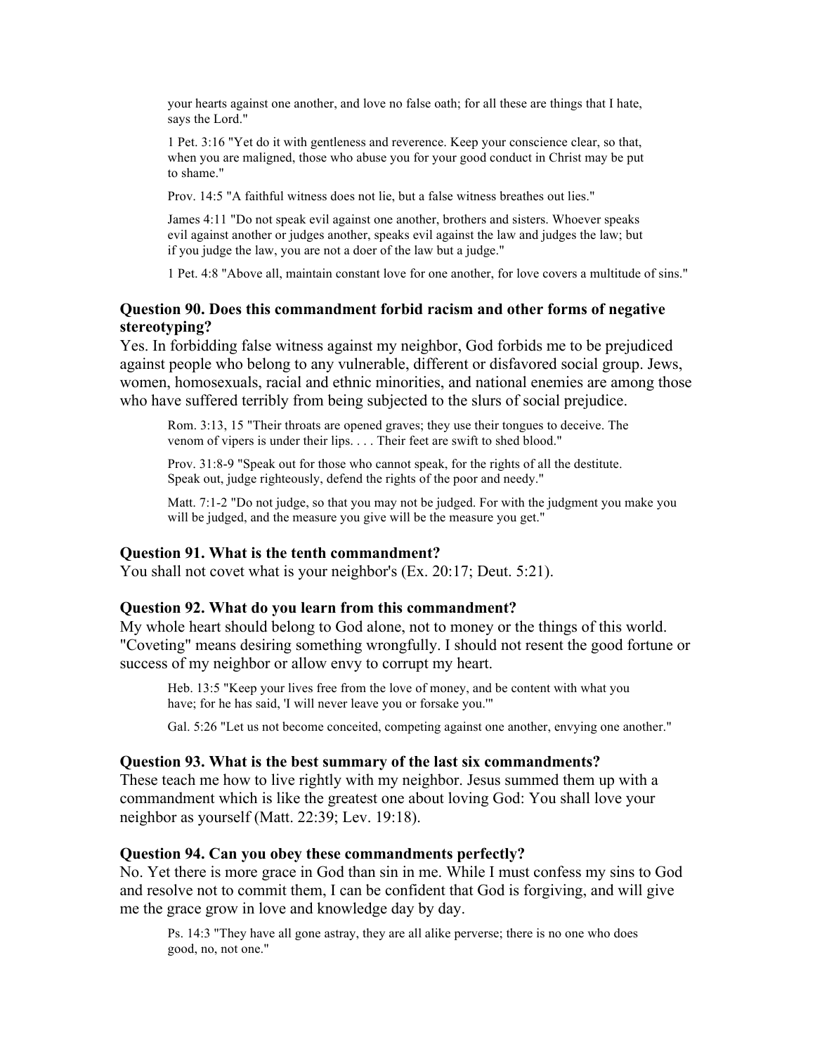your hearts against one another, and love no false oath; for all these are things that I hate, says the Lord."

> 1 Pet. 3:16 "Yet do it with gentleness and reverence. Keep your conscience clear, so that, when you are maligned, those who abuse you for your good conduct in Christ may be put to shame."

> Prov. 14:5 "A faithful witness does not lie, but a false witness breathes out lies."

> James 4:11 "Do not speak evil against one another, brothers and sisters. Whoever speaks evil against another or judges another, speaks evil against the law and judges the law; but if you judge the law, you are not a doer of the law but a judge."

> 1 Pet. 4:8 "Above all, maintain constant love for one another, for love covers a multitude of sins."

### Question 90. Does this commandment forbid racism and other forms of negative stereotyping?

Yes. In forbidding false witness against my neighbor, God forbids me to be prejudiced against people who belong to any vulnerable, different or disfavored social group. Jews, women, homosexuals, racial and ethnic minorities, and national enemies are among those who have suffered terribly from being subjected to the slurs of social prejudice.

> Rom. 3:13, 15 "Their throats are opened graves; they use their tongues to deceive. The venom of vipers is under their lips. . . . Their feet are swift to shed blood."

> Prov. 31:8-9 "Speak out for those who cannot speak, for the rights of all the destitute. Speak out, judge righteously, defend the rights of the poor and needy."

> Matt. 7:1-2 "Do not judge, so that you may not be judged. For with the judgment you make you will be judged, and the measure you give will be the measure you get."

### Question 91. What is the tenth commandment?

You shall not covet what is your neighbor's (Ex. 20:17; Deut. 5:21).

### Question 92. What do you learn from this commandment?

My whole heart should belong to God alone, not to money or the things of this world. "Coveting" means desiring something wrongfully. I should not resent the good fortune or success of my neighbor or allow envy to corrupt my heart.

> Heb. 13:5 "Keep your lives free from the love of money, and be content with what you have; for he has said, 'I will never leave you or forsake you.'"

> Gal. 5:26 "Let us not become conceited, competing against one another, envying one another."

### Question 93. What is the best summary of the last six commandments?

These teach me how to live rightly with my neighbor. Jesus summed them up with a commandment which is like the greatest one about loving God: You shall love your neighbor as yourself (Matt. 22:39; Lev. 19:18).

### Question 94. Can you obey these commandments perfectly?

No. Yet there is more grace in God than sin in me. While I must confess my sins to God and resolve not to commit them, I can be confident that God is forgiving, and will give me the grace grow in love and knowledge day by day.

> Ps. 14:3 "They have all gone astray, they are all alike perverse; there is no one who does good, no, not one."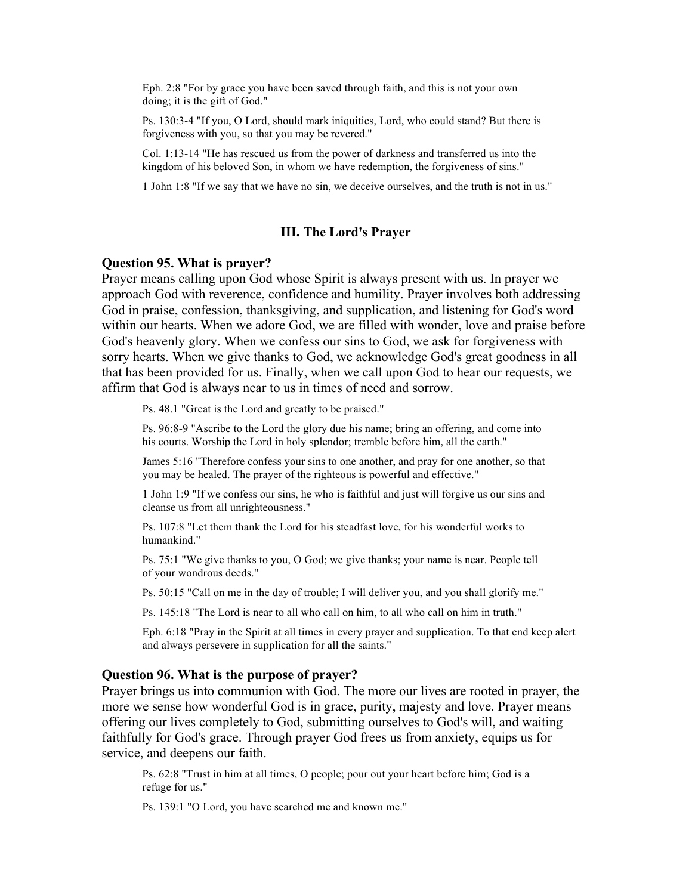Eph. 2:8 "For by grace you have been saved through faith, and this is not your own doing; it is the gift of God."

Ps. 130:3-4 "If you, O Lord, should mark iniquities, Lord, who could stand? But there is forgiveness with you, so that you may be revered."

Col. 1:13-14 "He has rescued us from the power of darkness and transferred us into the kingdom of his beloved Son, in whom we have redemption, the forgiveness of sins."

1 John 1:8 "If we say that we have no sin, we deceive ourselves, and the truth is not in us."

## III. The Lord's Prayer

### Question 95. What is prayer?

Prayer means calling upon God whose Spirit is always present with us. In prayer we approach God with reverence, confidence and humility. Prayer involves both addressing God in praise, confession, thanksgiving, and supplication, and listening for God's word within our hearts. When we adore God, we are filled with wonder, love and praise before God's heavenly glory. When we confess our sins to God, we ask for forgiveness with sorry hearts. When we give thanks to God, we acknowledge God's great goodness in all that has been provided for us. Finally, when we call upon God to hear our requests, we affirm that God is always near to us in times of need and sorrow.

Ps. 48.1 "Great is the Lord and greatly to be praised."

Ps. 96:8-9 "Ascribe to the Lord the glory due his name; bring an offering, and come into his courts. Worship the Lord in holy splendor; tremble before him, all the earth."

James 5:16 "Therefore confess your sins to one another, and pray for one another, so that you may be healed. The prayer of the righteous is powerful and effective."

1 John 1:9 "If we confess our sins, he who is faithful and just will forgive us our sins and cleanse us from all unrighteousness."

Ps. 107:8 "Let them thank the Lord for his steadfast love, for his wonderful works to humankind."

Ps. 75:1 "We give thanks to you, O God; we give thanks; your name is near. People tell of your wondrous deeds."

Ps. 50:15 "Call on me in the day of trouble; I will deliver you, and you shall glorify me."

Ps. 145:18 "The Lord is near to all who call on him, to all who call on him in truth."

Eph. 6:18 "Pray in the Spirit at all times in every prayer and supplication. To that end keep alert and always persevere in supplication for all the saints."

### Question 96. What is the purpose of prayer?

Prayer brings us into communion with God. The more our lives are rooted in prayer, the more we sense how wonderful God is in grace, purity, majesty and love. Prayer means offering our lives completely to God, submitting ourselves to God's will, and waiting faithfully for God's grace. Through prayer God frees us from anxiety, equips us for service, and deepens our faith.

Ps. 62:8 "Trust in him at all times, O people; pour out your heart before him; God is a refuge for us."

Ps. 139:1 "O Lord, you have searched me and known me."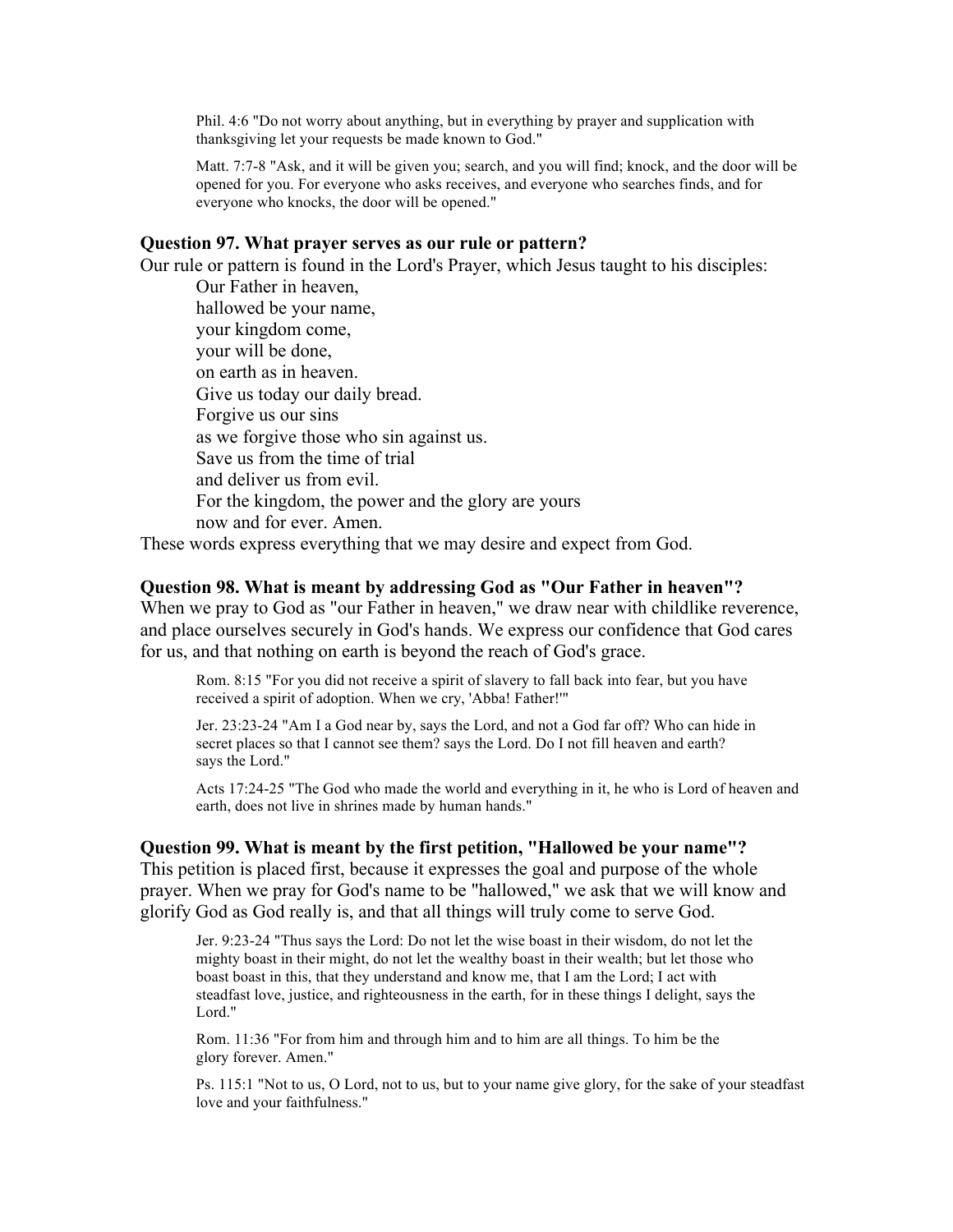> Phil. 4:6 "Do not worry about anything, but in everything by prayer and supplication with thanksgiving let your requests be made known to God."
>
> Matt. 7:7-8 "Ask, and it will be given you; search, and you will find; knock, and the door will be opened for you. For everyone who asks receives, and everyone who searches finds, and for everyone who knocks, the door will be opened."

### Question 97. What prayer serves as our rule or pattern?

Our rule or pattern is found in the Lord's Prayer, which Jesus taught to his disciples:

> Our Father in heaven,
> hallowed be your name,
> your kingdom come,
> your will be done,
> on earth as in heaven.
> Give us today our daily bread.
> Forgive us our sins
> as we forgive those who sin against us.
> Save us from the time of trial
> and deliver us from evil.
> For the kingdom, the power and the glory are yours
> now and for ever. Amen.

These words express everything that we may desire and expect from God.

### Question 98. What is meant by addressing God as "Our Father in heaven"?

When we pray to God as "our Father in heaven," we draw near with childlike reverence, and place ourselves securely in God's hands. We express our confidence that God cares for us, and that nothing on earth is beyond the reach of God's grace.

> Rom. 8:15 "For you did not receive a spirit of slavery to fall back into fear, but you have received a spirit of adoption. When we cry, 'Abba! Father!'"
>
> Jer. 23:23-24 "Am I a God near by, says the Lord, and not a God far off? Who can hide in secret places so that I cannot see them? says the Lord. Do I not fill heaven and earth? says the Lord."
>
> Acts 17:24-25 "The God who made the world and everything in it, he who is Lord of heaven and earth, does not live in shrines made by human hands."

### Question 99. What is meant by the first petition, "Hallowed be your name"?

This petition is placed first, because it expresses the goal and purpose of the whole prayer. When we pray for God's name to be "hallowed," we ask that we will know and glorify God as God really is, and that all things will truly come to serve God.

> Jer. 9:23-24 "Thus says the Lord: Do not let the wise boast in their wisdom, do not let the mighty boast in their might, do not let the wealthy boast in their wealth; but let those who boast boast in this, that they understand and know me, that I am the Lord; I act with steadfast love, justice, and righteousness in the earth, for in these things I delight, says the Lord."
>
> Rom. 11:36 "For from him and through him and to him are all things. To him be the glory forever. Amen."
>
> Ps. 115:1 "Not to us, O Lord, not to us, but to your name give glory, for the sake of your steadfast love and your faithfulness."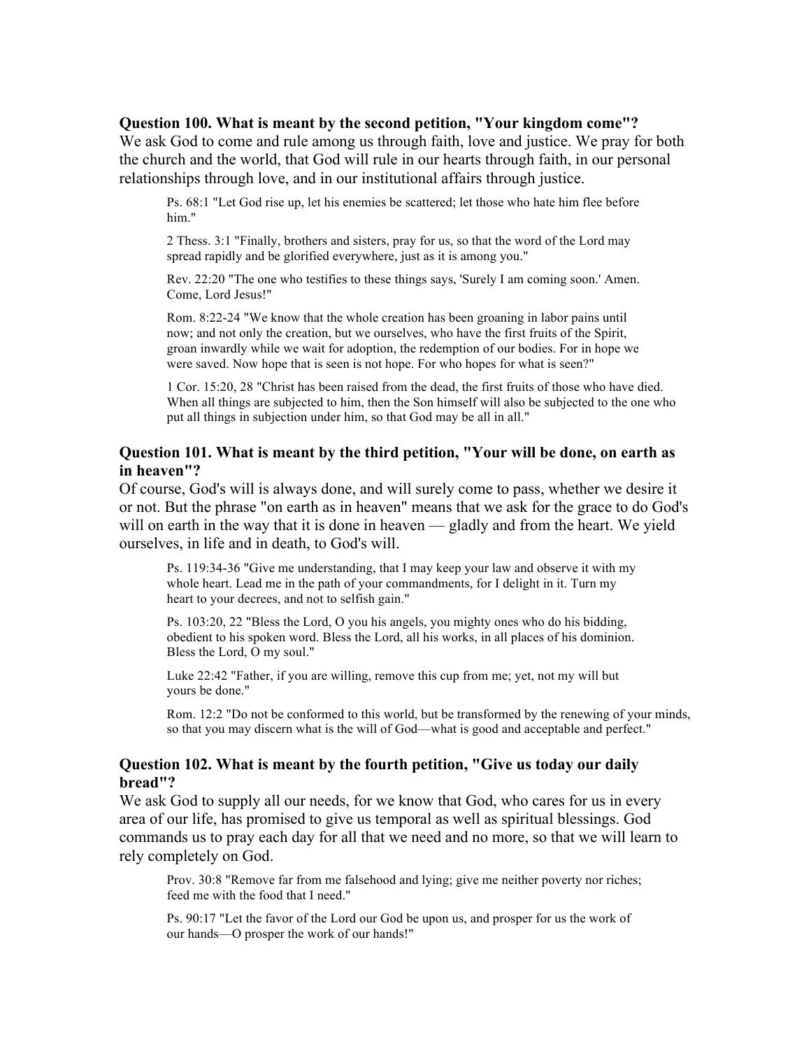### Question 100. What is meant by the second petition, "Your kingdom come"?

We ask God to come and rule among us through faith, love and justice. We pray for both the church and the world, that God will rule in our hearts through faith, in our personal relationships through love, and in our institutional affairs through justice.

> Ps. 68:1 "Let God rise up, let his enemies be scattered; let those who hate him flee before him."
>
> 2 Thess. 3:1 "Finally, brothers and sisters, pray for us, so that the word of the Lord may spread rapidly and be glorified everywhere, just as it is among you."
>
> Rev. 22:20 "The one who testifies to these things says, 'Surely I am coming soon.' Amen. Come, Lord Jesus!"
>
> Rom. 8:22-24 "We know that the whole creation has been groaning in labor pains until now; and not only the creation, but we ourselves, who have the first fruits of the Spirit, groan inwardly while we wait for adoption, the redemption of our bodies. For in hope we were saved. Now hope that is seen is not hope. For who hopes for what is seen?"
>
> 1 Cor. 15:20, 28 "Christ has been raised from the dead, the first fruits of those who have died. When all things are subjected to him, then the Son himself will also be subjected to the one who put all things in subjection under him, so that God may be all in all."

### Question 101. What is meant by the third petition, "Your will be done, on earth as in heaven"?

Of course, God's will is always done, and will surely come to pass, whether we desire it or not. But the phrase "on earth as in heaven" means that we ask for the grace to do God's will on earth in the way that it is done in heaven — gladly and from the heart. We yield ourselves, in life and in death, to God's will.

> Ps. 119:34-36 "Give me understanding, that I may keep your law and observe it with my whole heart. Lead me in the path of your commandments, for I delight in it. Turn my heart to your decrees, and not to selfish gain."
>
> Ps. 103:20, 22 "Bless the Lord, O you his angels, you mighty ones who do his bidding, obedient to his spoken word. Bless the Lord, all his works, in all places of his dominion. Bless the Lord, O my soul."
>
> Luke 22:42 "Father, if you are willing, remove this cup from me; yet, not my will but yours be done."
>
> Rom. 12:2 "Do not be conformed to this world, but be transformed by the renewing of your minds, so that you may discern what is the will of God—what is good and acceptable and perfect."

### Question 102. What is meant by the fourth petition, "Give us today our daily bread"?

We ask God to supply all our needs, for we know that God, who cares for us in every area of our life, has promised to give us temporal as well as spiritual blessings. God commands us to pray each day for all that we need and no more, so that we will learn to rely completely on God.

> Prov. 30:8 "Remove far from me falsehood and lying; give me neither poverty nor riches; feed me with the food that I need."
>
> Ps. 90:17 "Let the favor of the Lord our God be upon us, and prosper for us the work of our hands—O prosper the work of our hands!"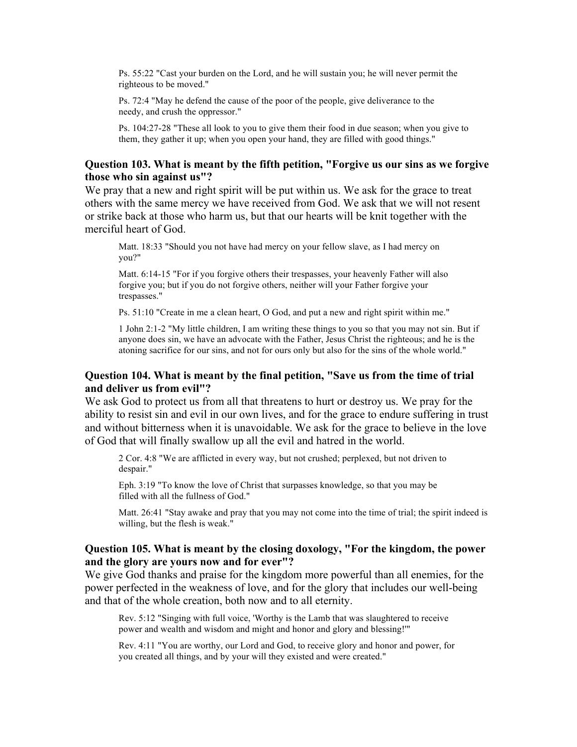Ps. 55:22 "Cast your burden on the Lord, and he will sustain you; he will never permit the righteous to be moved."

Ps. 72:4 "May he defend the cause of the poor of the people, give deliverance to the needy, and crush the oppressor."

Ps. 104:27-28 "These all look to you to give them their food in due season; when you give to them, they gather it up; when you open your hand, they are filled with good things."

### Question 103. What is meant by the fifth petition, "Forgive us our sins as we forgive those who sin against us"?

We pray that a new and right spirit will be put within us. We ask for the grace to treat others with the same mercy we have received from God. We ask that we will not resent or strike back at those who harm us, but that our hearts will be knit together with the merciful heart of God.

Matt. 18:33 "Should you not have had mercy on your fellow slave, as I had mercy on you?"

Matt. 6:14-15 "For if you forgive others their trespasses, your heavenly Father will also forgive you; but if you do not forgive others, neither will your Father forgive your trespasses."

Ps. 51:10 "Create in me a clean heart, O God, and put a new and right spirit within me."

1 John 2:1-2 "My little children, I am writing these things to you so that you may not sin. But if anyone does sin, we have an advocate with the Father, Jesus Christ the righteous; and he is the atoning sacrifice for our sins, and not for ours only but also for the sins of the whole world."

### Question 104. What is meant by the final petition, "Save us from the time of trial and deliver us from evil"?

We ask God to protect us from all that threatens to hurt or destroy us. We pray for the ability to resist sin and evil in our own lives, and for the grace to endure suffering in trust and without bitterness when it is unavoidable. We ask for the grace to believe in the love of God that will finally swallow up all the evil and hatred in the world.

2 Cor. 4:8 "We are afflicted in every way, but not crushed; perplexed, but not driven to despair."

Eph. 3:19 "To know the love of Christ that surpasses knowledge, so that you may be filled with all the fullness of God."

Matt. 26:41 "Stay awake and pray that you may not come into the time of trial; the spirit indeed is willing, but the flesh is weak."

### Question 105. What is meant by the closing doxology, "For the kingdom, the power and the glory are yours now and for ever"?

We give God thanks and praise for the kingdom more powerful than all enemies, for the power perfected in the weakness of love, and for the glory that includes our well-being and that of the whole creation, both now and to all eternity.

Rev. 5:12 "Singing with full voice, 'Worthy is the Lamb that was slaughtered to receive power and wealth and wisdom and might and honor and glory and blessing!'"

Rev. 4:11 "You are worthy, our Lord and God, to receive glory and honor and power, for you created all things, and by your will they existed and were created."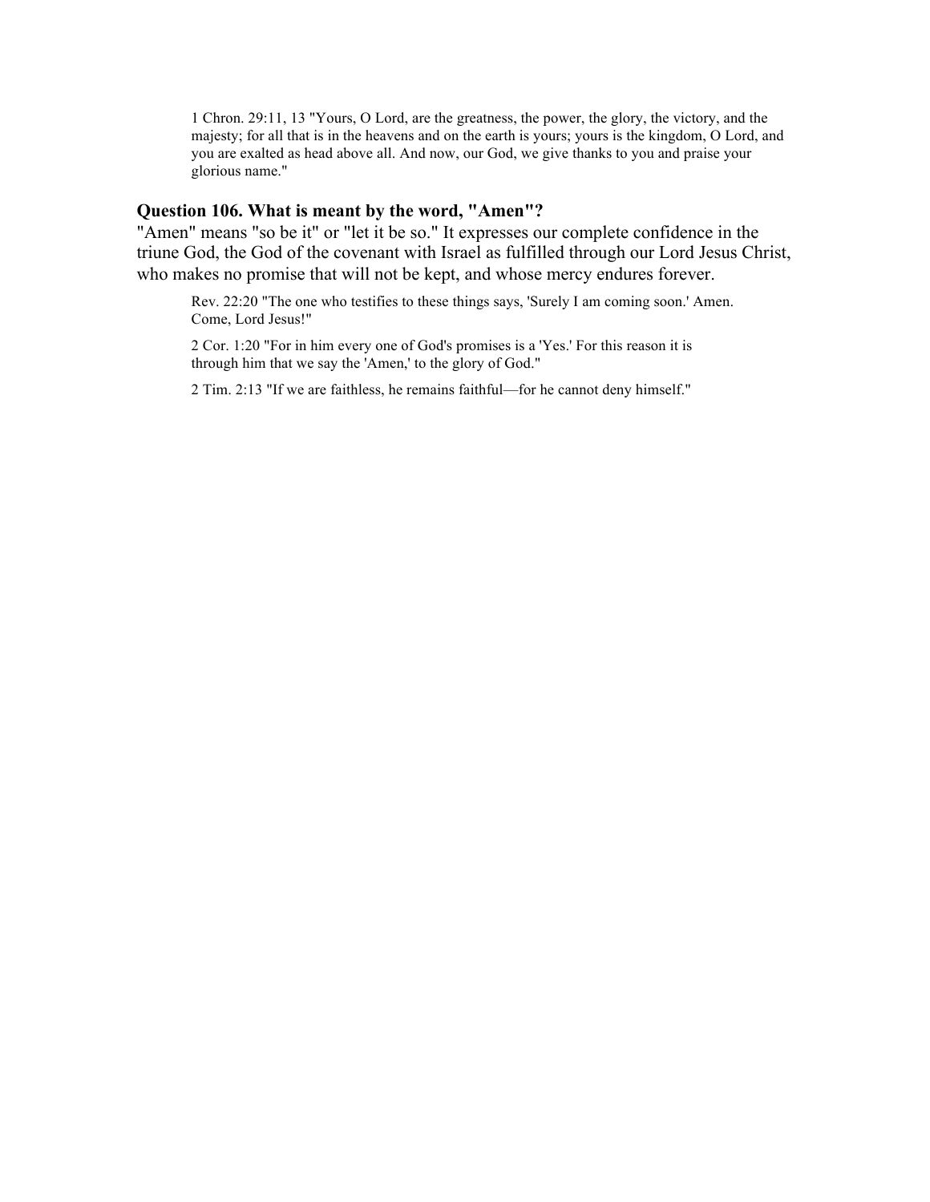> 1 Chron. 29:11, 13 "Yours, O Lord, are the greatness, the power, the glory, the victory, and the majesty; for all that is in the heavens and on the earth is yours; yours is the kingdom, O Lord, and you are exalted as head above all. And now, our God, we give thanks to you and praise your glorious name."

### Question 106. What is meant by the word, "Amen"?

"Amen" means "so be it" or "let it be so." It expresses our complete confidence in the triune God, the God of the covenant with Israel as fulfilled through our Lord Jesus Christ, who makes no promise that will not be kept, and whose mercy endures forever.

> Rev. 22:20 "The one who testifies to these things says, 'Surely I am coming soon.' Amen. Come, Lord Jesus!"
>
> 2 Cor. 1:20 "For in him every one of God's promises is a 'Yes.' For this reason it is through him that we say the 'Amen,' to the glory of God."
>
> 2 Tim. 2:13 "If we are faithless, he remains faithful—for he cannot deny himself."